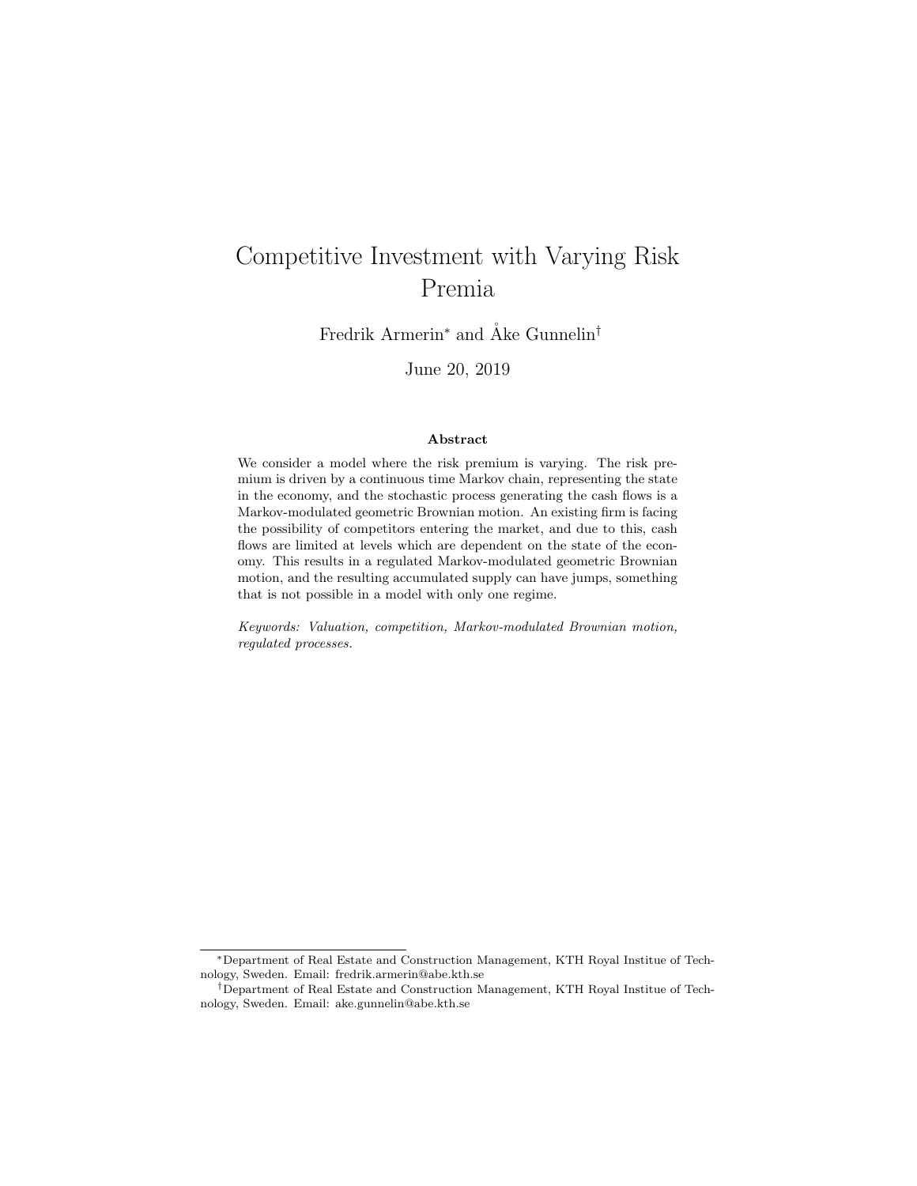# Competitive Investment with Varying Risk Premia

Fredrik Armerin* and Åke Gunnelin†

June 20, 2019

### Abstract

We consider a model where the risk premium is varying. The risk premium is driven by a continuous time Markov chain, representing the state in the economy, and the stochastic process generating the cash flows is a Markov-modulated geometric Brownian motion. An existing firm is facing the possibility of competitors entering the market, and due to this, cash flows are limited at levels which are dependent on the state of the economy. This results in a regulated Markov-modulated geometric Brownian motion, and the resulting accumulated supply can have jumps, something that is not possible in a model with only one regime.

*Keywords: Valuation, competition, Markov-modulated Brownian motion, regulated processes.*

---

*Department of Real Estate and Construction Management, KTH Royal Institue of Technology, Sweden. Email: fredrik.armerin@abe.kth.se

†Department of Real Estate and Construction Management, KTH Royal Institue of Technology, Sweden. Email: ake.gunnelin@abe.kth.se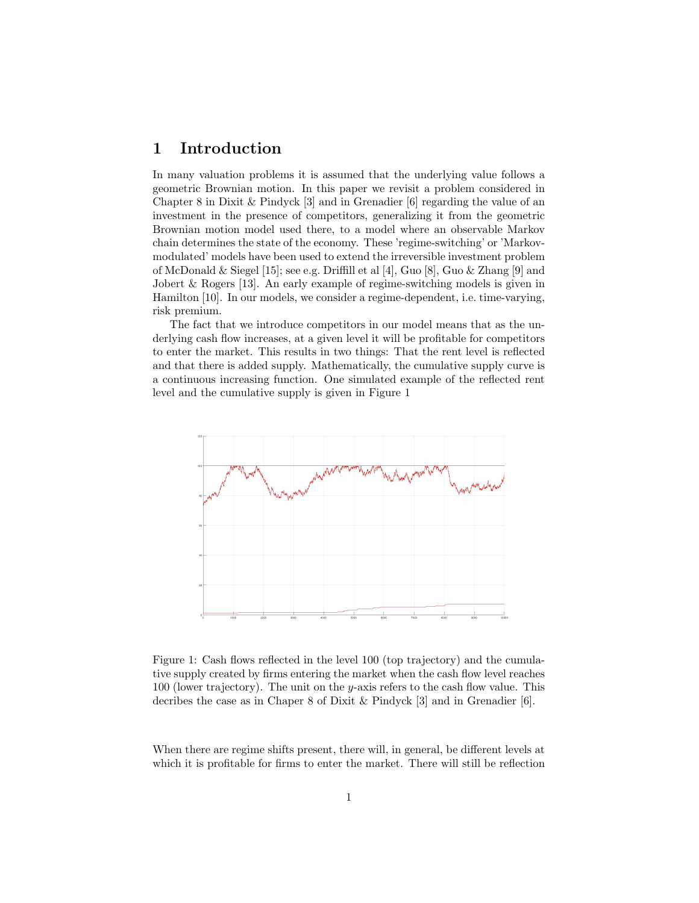## 1 Introduction

In many valuation problems it is assumed that the underlying value follows a geometric Brownian motion. In this paper we revisit a problem considered in Chapter 8 in Dixit & Pindyck [3] and in Grenadier [6] regarding the value of an investment in the presence of competitors, generalizing it from the geometric Brownian motion model used there, to a model where an observable Markov chain determines the state of the economy. These 'regime-switching' or 'Markov-modulated' models have been used to extend the irreversible investment problem of McDonald & Siegel [15]; see e.g. Driffill et al [4], Guo [8], Guo & Zhang [9] and Jobert & Rogers [13]. An early example of regime-switching models is given in Hamilton [10]. In our models, we consider a regime-dependent, i.e. time-varying, risk premium.

The fact that we introduce competitors in our model means that as the underlying cash flow increases, at a given level it will be profitable for competitors to enter the market. This results in two things: That the rent level is reflected and that there is added supply. Mathematically, the cumulative supply curve is a continuous increasing function. One simulated example of the reflected rent level and the cumulative supply is given in Figure 1

Figure 1: Cash flows reflected in the level 100 (top trajectory) and the cumulative supply created by firms entering the market when the cash flow level reaches 100 (lower trajectory). The unit on the $y$-axis refers to the cash flow value. This decribes the case as in Chaper 8 of Dixit & Pindyck [3] and in Grenadier [6].

When there are regime shifts present, there will, in general, be different levels at which it is profitable for firms to enter the market. There will still be reflection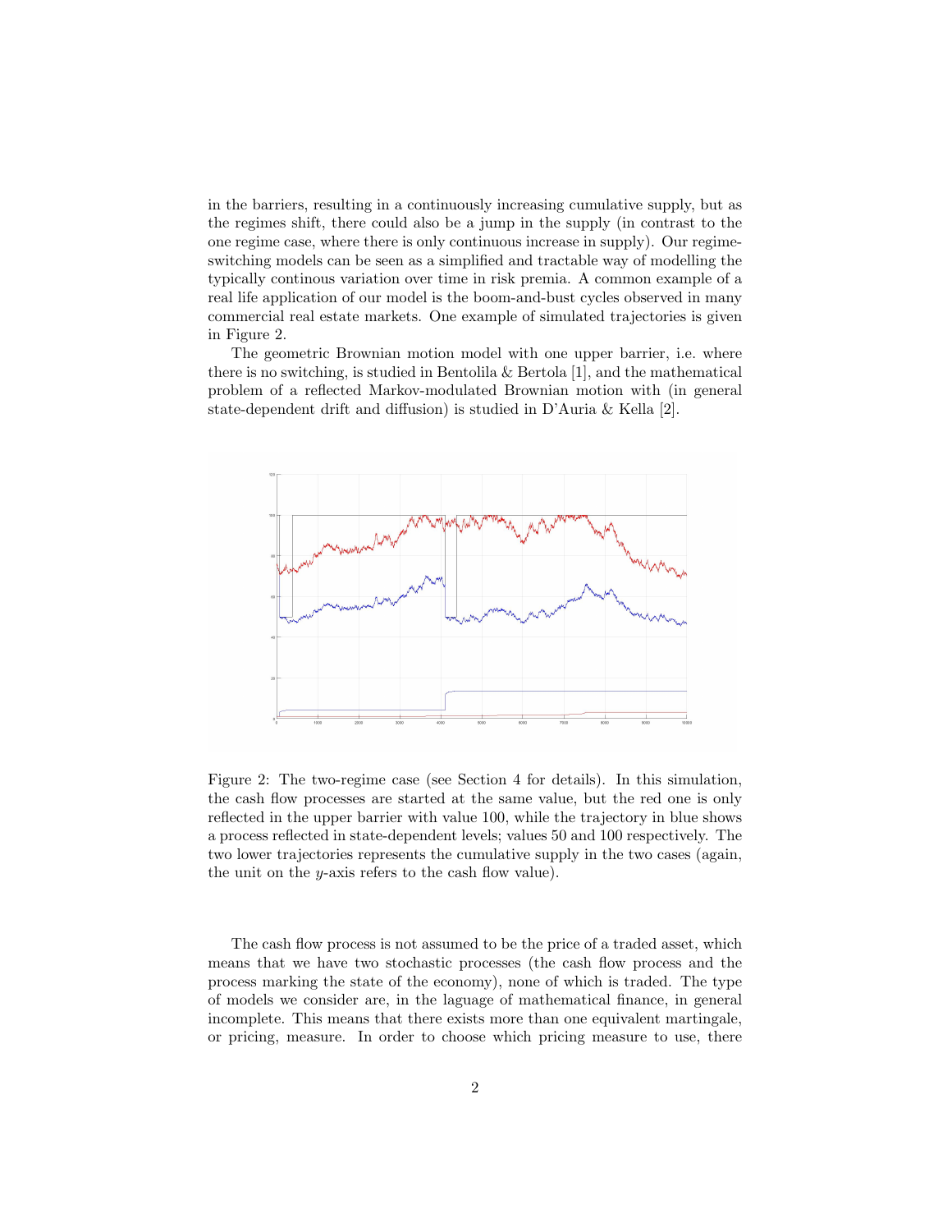in the barriers, resulting in a continuously increasing cumulative supply, but as the regimes shift, there could also be a jump in the supply (in contrast to the one regime case, where there is only continuous increase in supply). Our regime-switching models can be seen as a simplified and tractable way of modelling the typically continous variation over time in risk premia. A common example of a real life application of our model is the boom-and-bust cycles observed in many commercial real estate markets. One example of simulated trajectories is given in Figure 2.

The geometric Brownian motion model with one upper barrier, i.e. where there is no switching, is studied in Bentolila & Bertola [1], and the mathematical problem of a reflected Markov-modulated Brownian motion with (in general state-dependent drift and diffusion) is studied in D'Auria & Kella [2].

Figure 2: The two-regime case (see Section 4 for details). In this simulation, the cash flow processes are started at the same value, but the red one is only reflected in the upper barrier with value 100, while the trajectory in blue shows a process reflected in state-dependent levels; values 50 and 100 respectively. The two lower trajectories represents the cumulative supply in the two cases (again, the unit on the $y$-axis refers to the cash flow value).

The cash flow process is not assumed to be the price of a traded asset, which means that we have two stochastic processes (the cash flow process and the process marking the state of the economy), none of which is traded. The type of models we consider are, in the laguage of mathematical finance, in general incomplete. This means that there exists more than one equivalent martingale, or pricing, measure. In order to choose which pricing measure to use, there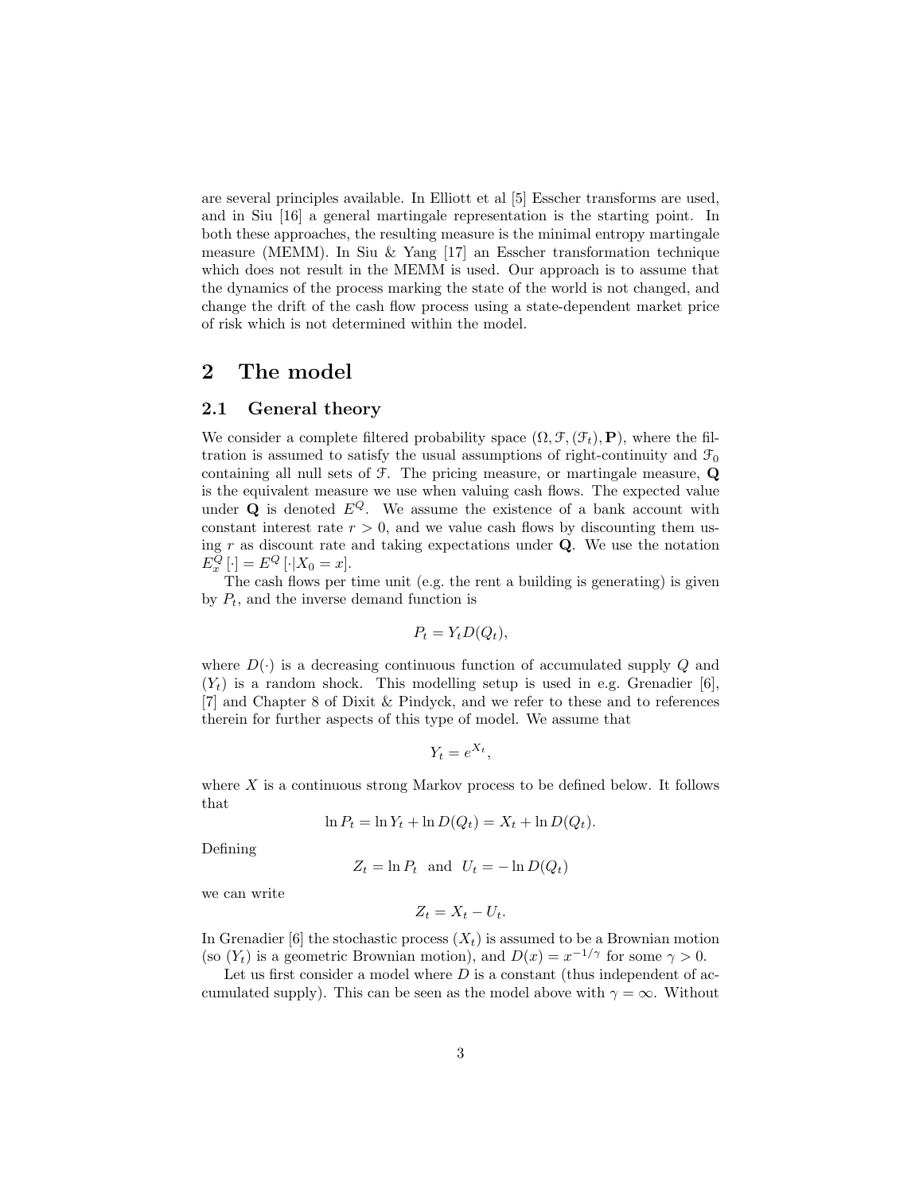are several principles available. In Elliott et al [5] Esscher transforms are used, and in Siu [16] a general martingale representation is the starting point. In both these approaches, the resulting measure is the minimal entropy martingale measure (MEMM). In Siu & Yang [17] an Esscher transformation technique which does not result in the MEMM is used. Our approach is to assume that the dynamics of the process marking the state of the world is not changed, and change the drift of the cash flow process using a state-dependent market price of risk which is not determined within the model.

# 2 The model

## 2.1 General theory

We consider a complete filtered probability space $(\Omega, \mathcal{F}, (\mathcal{F}_t), \mathbf{P})$, where the filtration is assumed to satisfy the usual assumptions of right-continuity and $\mathcal{F}_0$ containing all null sets of $\mathcal{F}$. The pricing measure, or martingale measure, $\mathbf{Q}$ is the equivalent measure we use when valuing cash flows. The expected value under $\mathbf{Q}$ is denoted $E^Q$. We assume the existence of a bank account with constant interest rate $r > 0$, and we value cash flows by discounting them using $r$ as discount rate and taking expectations under $\mathbf{Q}$. We use the notation $E_x^Q[\cdot] = E^Q[\cdot | X_0 = x]$.

The cash flows per time unit (e.g. the rent a building is generating) is given by $P_t$, and the inverse demand function is

$$P_t = Y_t D(Q_t),$$

where $D(\cdot)$ is a decreasing continuous function of accumulated supply $Q$ and $(Y_t)$ is a random shock. This modelling setup is used in e.g. Grenadier [6], [7] and Chapter 8 of Dixit & Pindyck, and we refer to these and to references therein for further aspects of this type of model. We assume that

$$Y_t = e^{X_t},$$

where $X$ is a continuous strong Markov process to be defined below. It follows that

$$\ln P_t = \ln Y_t + \ln D(Q_t) = X_t + \ln D(Q_t).$$

Defining

$$Z_t = \ln P_t \quad \text{and} \quad U_t = -\ln D(Q_t)$$

we can write

$$Z_t = X_t - U_t.$$

In Grenadier [6] the stochastic process $(X_t)$ is assumed to be a Brownian motion (so $(Y_t)$ is a geometric Brownian motion), and $D(x) = x^{-1/\gamma}$ for some $\gamma > 0$.

Let us first consider a model where $D$ is a constant (thus independent of accumulated supply). This can be seen as the model above with $\gamma = \infty$. Without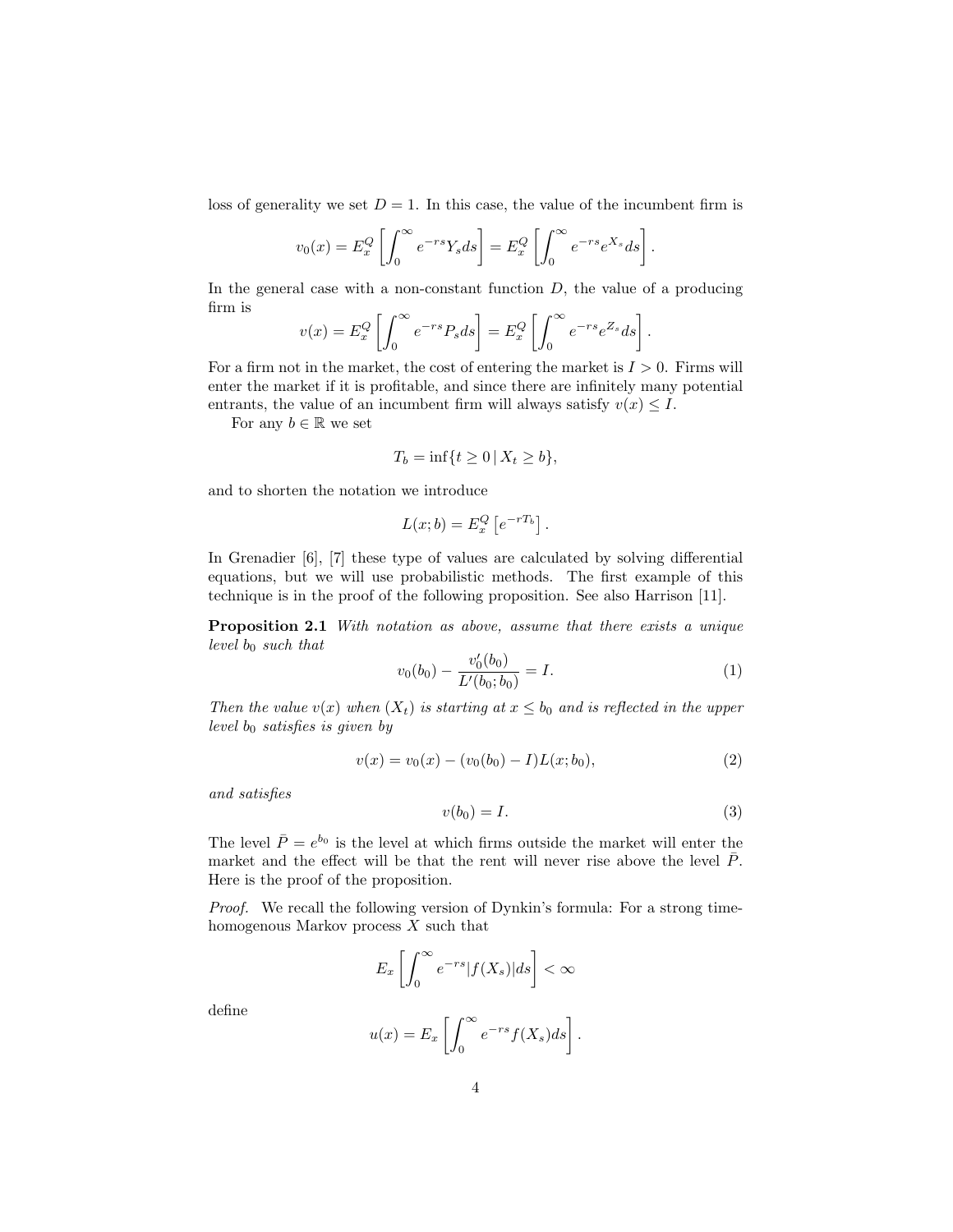loss of generality we set $D = 1$. In this case, the value of the incumbent firm is

$$v_0(x) = E_x^Q \left[ \int_0^\infty e^{-rs} Y_s ds \right] = E_x^Q \left[ \int_0^\infty e^{-rs} e^{X_s} ds \right].$$

In the general case with a non-constant function $D$, the value of a producing firm is

$$v(x) = E_x^Q \left[ \int_0^\infty e^{-rs} P_s ds \right] = E_x^Q \left[ \int_0^\infty e^{-rs} e^{Z_s} ds \right].$$

For a firm not in the market, the cost of entering the market is $I > 0$. Firms will enter the market if it is profitable, and since there are infinitely many potential entrants, the value of an incumbent firm will always satisfy $v(x) \leq I$.

For any $b \in \mathbb{R}$ we set

$$T_b = \inf\{t \geq 0 \,|\, X_t \geq b\},$$

and to shorten the notation we introduce

$$L(x; b) = E_x^Q \left[ e^{-rT_b} \right].$$

In Grenadier [6], [7] these type of values are calculated by solving differential equations, but we will use probabilistic methods. The first example of this technique is in the proof of the following proposition. See also Harrison [11].

**Proposition 2.1** *With notation as above, assume that there exists a unique level $b_0$ such that*

$$v_0(b_0) - \frac{v_0'(b_0)}{L'(b_0; b_0)} = I. \tag{1}$$

*Then the value $v(x)$ when $(X_t)$ is starting at $x \leq b_0$ and is reflected in the upper level $b_0$ satisfies is given by*

$$v(x) = v_0(x) - (v_0(b_0) - I)L(x; b_0), \tag{2}$$

*and satisfies*

$$v(b_0) = I. \tag{3}$$

The level $\bar{P} = e^{b_0}$ is the level at which firms outside the market will enter the market and the effect will be that the rent will never rise above the level $\bar{P}$. Here is the proof of the proposition.

*Proof.* We recall the following version of Dynkin's formula: For a strong time-homogenous Markov process $X$ such that

$$E_x \left[ \int_0^\infty e^{-rs} |f(X_s)| ds \right] < \infty$$

define

$$u(x) = E_x \left[ \int_0^\infty e^{-rs} f(X_s) ds \right].$$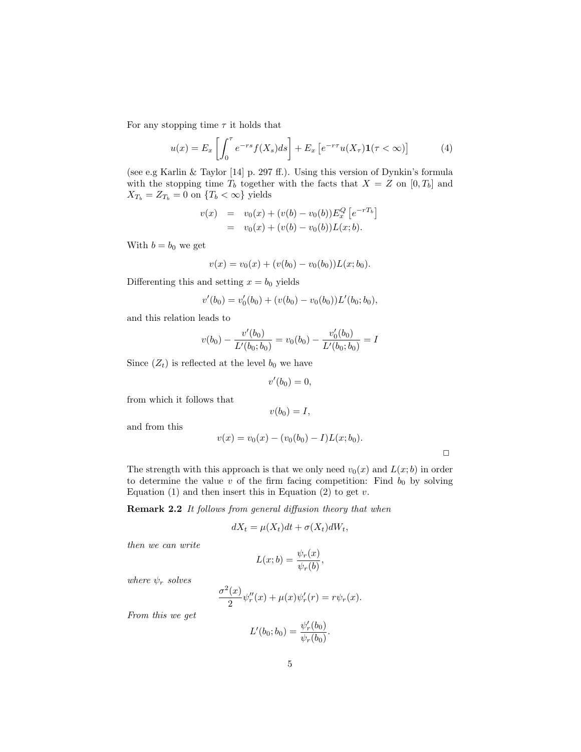For any stopping time $\tau$ it holds that

$$u(x) = E_x \left[ \int_0^\tau e^{-rs} f(X_s) ds \right] + E_x \left[ e^{-r\tau} u(X_\tau) \mathbf{1}(\tau < \infty) \right] \tag{4}$$

(see e.g Karlin & Taylor [14] p. 297 ff.). Using this version of Dynkin's formula with the stopping time $T_b$ together with the facts that $X = Z$ on $[0, T_b]$ and $X_{T_b} = Z_{T_b} = 0$ on $\{T_b < \infty\}$ yields

$$\begin{aligned} v(x) &= v_0(x) + (v(b) - v_0(b)) E_x^Q \left[ e^{-rT_b} \right] \\ &= v_0(x) + (v(b) - v_0(b)) L(x; b). \end{aligned}$$

With $b = b_0$ we get

$$v(x) = v_0(x) + (v(b_0) - v_0(b_0)) L(x; b_0).$$

Differenting this and setting $x = b_0$ yields

$$v'(b_0) = v_0'(b_0) + (v(b_0) - v_0(b_0)) L'(b_0; b_0),$$

and this relation leads to

$$v(b_0) - \frac{v'(b_0)}{L'(b_0; b_0)} = v_0(b_0) - \frac{v_0'(b_0)}{L'(b_0; b_0)} = I$$

Since $(Z_t)$ is reflected at the level $b_0$ we have

$$v'(b_0) = 0,$$

from which it follows that

$$v(b_0) = I,$$

and from this

$$v(x) = v_0(x) - (v_0(b_0) - I) L(x; b_0).$$

□

The strength with this approach is that we only need $v_0(x)$ and $L(x; b)$ in order to determine the value $v$ of the firm facing competition: Find $b_0$ by solving Equation (1) and then insert this in Equation (2) to get $v$.

**Remark 2.2** *It follows from general diffusion theory that when*

$$dX_t = \mu(X_t) dt + \sigma(X_t) dW_t,$$

*then we can write*

$$L(x; b) = \frac{\psi_r(x)}{\psi_r(b)},$$

*where $\psi_r$ solves*

$$\frac{\sigma^2(x)}{2} \psi_r''(x) + \mu(x) \psi_r'(r) = r \psi_r(x).$$

*From this we get*

$$L'(b_0; b_0) = \frac{\psi_r'(b_0)}{\psi_r(b_0)}.$$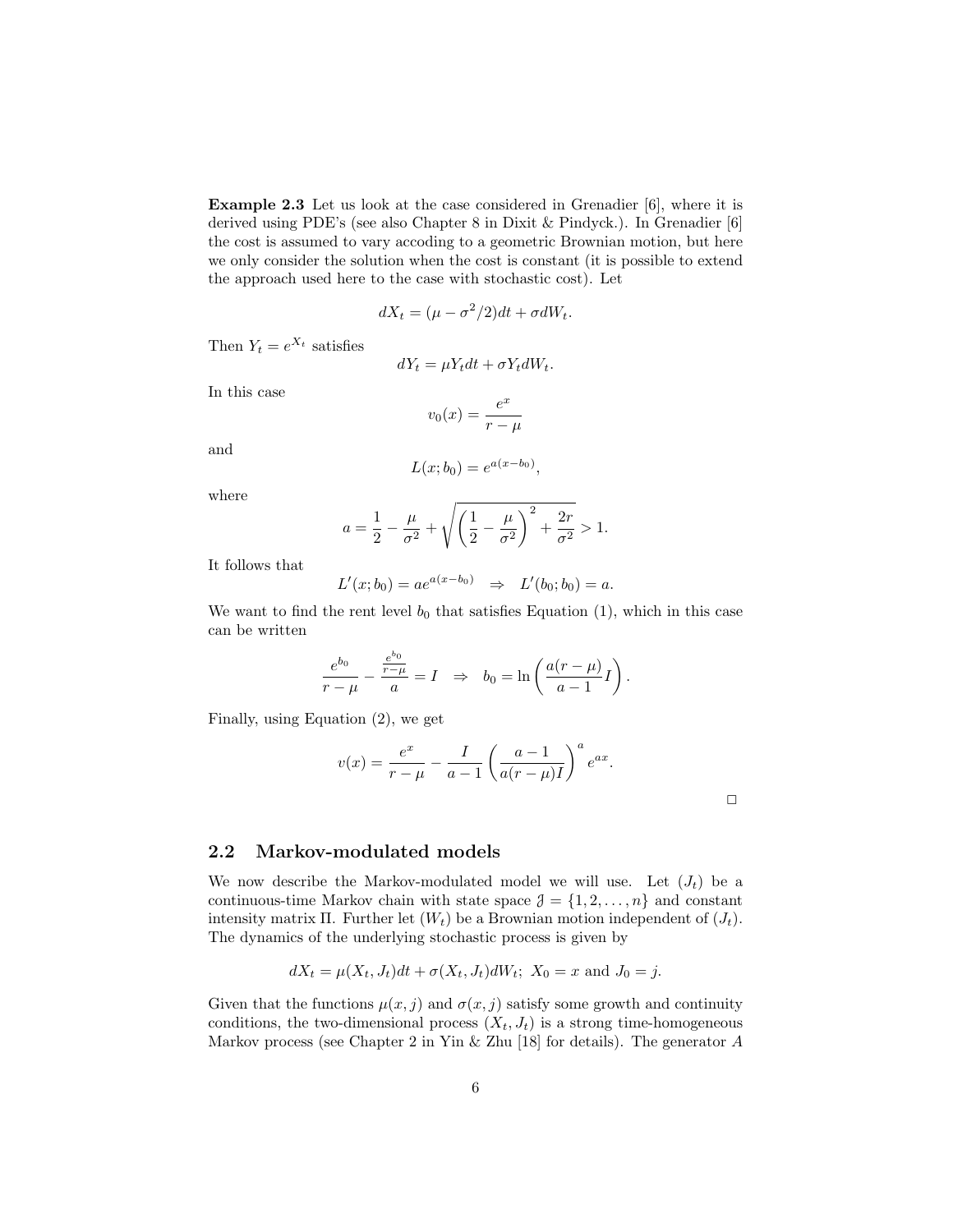**Example 2.3** Let us look at the case considered in Grenadier [6], where it is derived using PDE's (see also Chapter 8 in Dixit & Pindyck.). In Grenadier [6] the cost is assumed to vary accoding to a geometric Brownian motion, but here we only consider the solution when the cost is constant (it is possible to extend the approach used here to the case with stochastic cost). Let

$$dX_t = (\mu - \sigma^2/2)dt + \sigma dW_t.$$

Then $Y_t = e^{X_t}$ satisfies

$$dY_t = \mu Y_t dt + \sigma Y_t dW_t.$$

In this case

$$v_0(x) = \frac{e^x}{r - \mu}$$

and

$$L(x; b_0) = e^{a(x - b_0)},$$

where

$$a = \frac{1}{2} - \frac{\mu}{\sigma^2} + \sqrt{\left(\frac{1}{2} - \frac{\mu}{\sigma^2}\right)^2 + \frac{2r}{\sigma^2}} > 1.$$

It follows that

$$L'(x; b_0) = ae^{a(x-b_0)} \quad \Rightarrow \quad L'(b_0; b_0) = a.$$

We want to find the rent level $b_0$ that satisfies Equation (1), which in this case can be written

$$\frac{e^{b_0}}{r - \mu} - \frac{\frac{e^{b_0}}{r-\mu}}{a} = I \quad \Rightarrow \quad b_0 = \ln\left(\frac{a(r - \mu)}{a - 1} I\right).$$

Finally, using Equation (2), we get

$$v(x) = \frac{e^x}{r - \mu} - \frac{I}{a - 1}\left(\frac{a - 1}{a(r - \mu)I}\right)^a e^{ax}.$$

□

## 2.2 Markov-modulated models

We now describe the Markov-modulated model we will use. Let $(J_t)$ be a continuous-time Markov chain with state space $\mathcal{J} = \{1, 2, \ldots, n\}$ and constant intensity matrix $\Pi$. Further let $(W_t)$ be a Brownian motion independent of $(J_t)$. The dynamics of the underlying stochastic process is given by

$$dX_t = \mu(X_t, J_t)dt + \sigma(X_t, J_t)dW_t; \; X_0 = x \text{ and } J_0 = j.$$

Given that the functions $\mu(x, j)$ and $\sigma(x, j)$ satisfy some growth and continuity conditions, the two-dimensional process $(X_t, J_t)$ is a strong time-homogeneous Markov process (see Chapter 2 in Yin & Zhu [18] for details). The generator $A$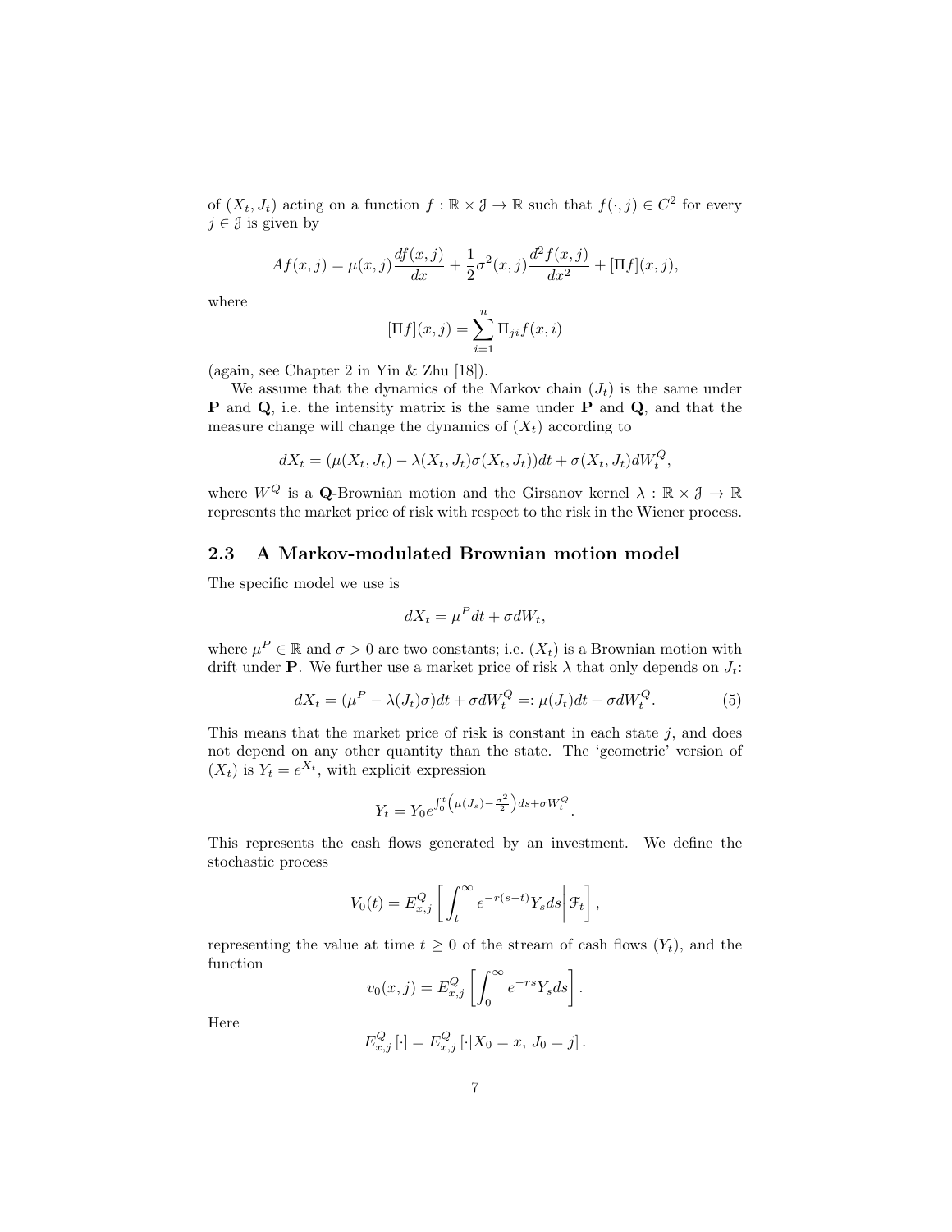of $(X_t, J_t)$ acting on a function $f : \mathbb{R} \times \mathcal{J} \to \mathbb{R}$ such that $f(\cdot, j) \in C^2$ for every $j \in \mathcal{J}$ is given by

$$Af(x, j) = \mu(x, j)\frac{df(x, j)}{dx} + \frac{1}{2}\sigma^2(x, j)\frac{d^2 f(x, j)}{dx^2} + [\Pi f](x, j),$$

where

$$[\Pi f](x, j) = \sum_{i=1}^{n} \Pi_{ji} f(x, i)$$

(again, see Chapter 2 in Yin & Zhu [18]).

We assume that the dynamics of the Markov chain $(J_t)$ is the same under **P** and **Q**, i.e. the intensity matrix is the same under **P** and **Q**, and that the measure change will change the dynamics of $(X_t)$ according to

$$dX_t = (\mu(X_t, J_t) - \lambda(X_t, J_t)\sigma(X_t, J_t))dt + \sigma(X_t, J_t)dW_t^Q,$$

where $W^Q$ is a **Q**-Brownian motion and the Girsanov kernel $\lambda : \mathbb{R} \times \mathcal{J} \to \mathbb{R}$ represents the market price of risk with respect to the risk in the Wiener process.

## 2.3 A Markov-modulated Brownian motion model

The specific model we use is

$$dX_t = \mu^P dt + \sigma dW_t,$$

where $\mu^P \in \mathbb{R}$ and $\sigma > 0$ are two constants; i.e. $(X_t)$ is a Brownian motion with drift under **P**. We further use a market price of risk $\lambda$ that only depends on $J_t$:

$$dX_t = (\mu^P - \lambda(J_t)\sigma)dt + \sigma dW_t^Q =: \mu(J_t)dt + \sigma dW_t^Q. \tag{5}$$

This means that the market price of risk is constant in each state $j$, and does not depend on any other quantity than the state. The 'geometric' version of $(X_t)$ is $Y_t = e^{X_t}$, with explicit expression

$$Y_t = Y_0 e^{\int_0^t \left(\mu(J_s) - \frac{\sigma^2}{2}\right)ds + \sigma W_t^Q}.$$

This represents the cash flows generated by an investment. We define the stochastic process

$$V_0(t) = E_{x,j}^Q \left[ \int_t^\infty e^{-r(s-t)} Y_s ds \middle| \mathcal{F}_t \right],$$

representing the value at time $t \geq 0$ of the stream of cash flows $(Y_t)$, and the function

$$v_0(x, j) = E_{x,j}^Q \left[ \int_0^\infty e^{-rs} Y_s ds \right].$$

Here

$$E_{x,j}^Q [\cdot] = E_{x,j}^Q [\cdot | X_0 = x,\, J_0 = j].$$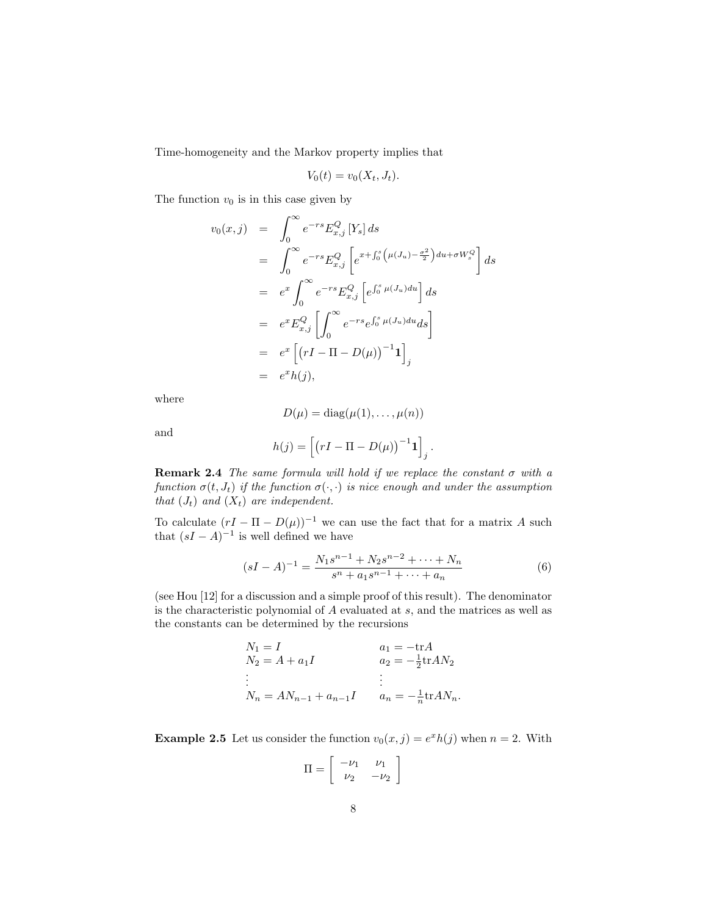Time-homogeneity and the Markov property implies that

$$V_0(t) = v_0(X_t, J_t).$$

The function $v_0$ is in this case given by

$$
\begin{aligned}
v_0(x,j) &= \int_0^\infty e^{-rs} E^Q_{x,j}\left[Y_s\right] ds \\
&= \int_0^\infty e^{-rs} E^Q_{x,j}\left[ e^{x+\int_0^s \left(\mu(J_u)-\frac{\sigma^2}{2}\right)du + \sigma W^Q_s} \right] ds \\
&= e^x \int_0^\infty e^{-rs} E^Q_{x,j}\left[ e^{\int_0^s \mu(J_u)du} \right] ds \\
&= e^x E^Q_{x,j}\left[ \int_0^\infty e^{-rs} e^{\int_0^s \mu(J_u)du} ds \right] \\
&= e^x \left[ \left( rI - \Pi - D(\mu) \right)^{-1} \mathbf{1} \right]_j \\
&= e^x h(j),
\end{aligned}
$$

where

$$D(\mu) = \operatorname{diag}(\mu(1), \ldots, \mu(n))$$

and

$$h(j) = \left[ \left( rI - \Pi - D(\mu) \right)^{-1} \mathbf{1} \right]_j .$$

**Remark 2.4** *The same formula will hold if we replace the constant $\sigma$ with a function $\sigma(t, J_t)$ if the function $\sigma(\cdot, \cdot)$ is nice enough and under the assumption that $(J_t)$ and $(X_t)$ are independent.*

To calculate $(rI - \Pi - D(\mu))^{-1}$ we can use the fact that for a matrix $A$ such that $(sI - A)^{-1}$ is well defined we have

$$(sI - A)^{-1} = \frac{N_1 s^{n-1} + N_2 s^{n-2} + \cdots + N_n}{s^n + a_1 s^{n-1} + \cdots + a_n} \tag{6}$$

(see Hou [12] for a discussion and a simple proof of this result). The denominator is the characteristic polynomial of $A$ evaluated at $s$, and the matrices as well as the constants can be determined by the recursions

$$
\begin{array}{ll}
N_1 = I & a_1 = -\operatorname{tr} A \\
N_2 = A + a_1 I & a_2 = -\frac{1}{2}\operatorname{tr} A N_2 \\
\vdots & \vdots \\
N_n = A N_{n-1} + a_{n-1} I & a_n = -\frac{1}{n}\operatorname{tr} A N_n.
\end{array}
$$

**Example 2.5** Let us consider the function $v_0(x,j) = e^x h(j)$ when $n = 2$. With

$$\Pi = \begin{bmatrix} -\nu_1 & \nu_1 \\ \nu_2 & -\nu_2 \end{bmatrix}$$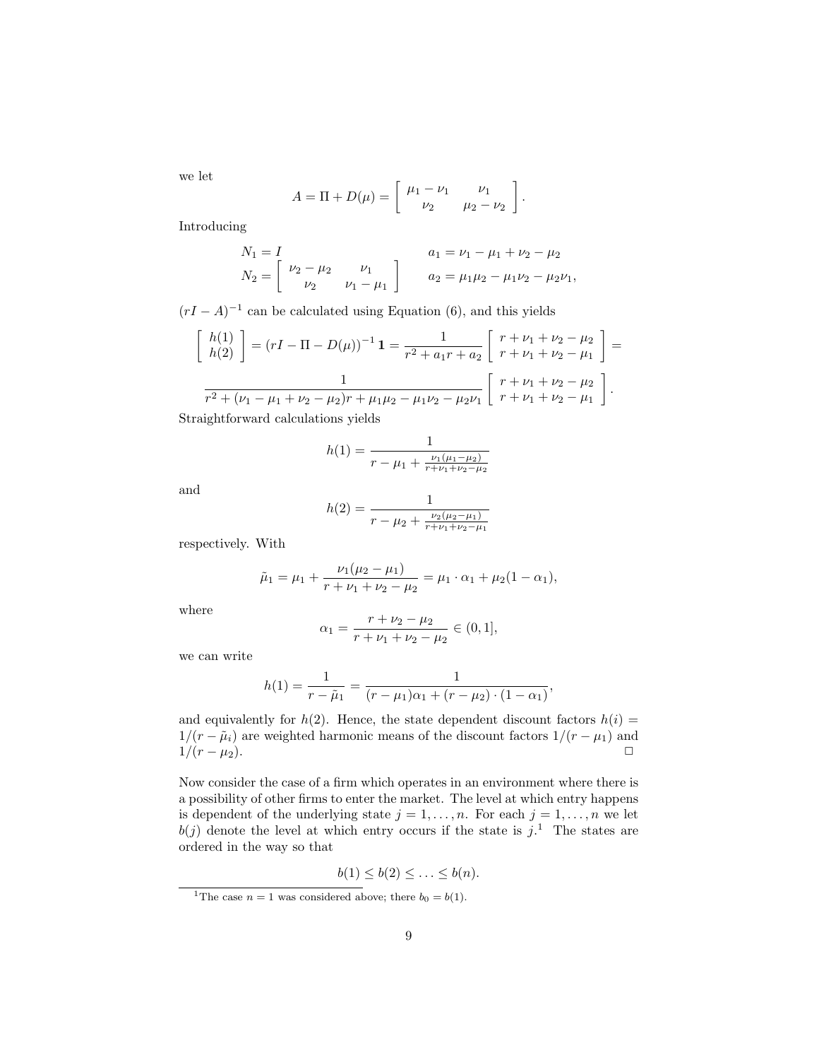we let

$$A = \Pi + D(\mu) = \left[ \begin{array}{cc} \mu_1 - \nu_1 & \nu_1 \\ \nu_2 & \mu_2 - \nu_2 \end{array} \right].$$

Introducing

$$\begin{array}{ll} N_1 = I & a_1 = \nu_1 - \mu_1 + \nu_2 - \mu_2 \\ N_2 = \left[ \begin{array}{cc} \nu_2 - \mu_2 & \nu_1 \\ \nu_2 & \nu_1 - \mu_1 \end{array} \right] & a_2 = \mu_1\mu_2 - \mu_1\nu_2 - \mu_2\nu_1, \end{array}$$

$(rI - A)^{-1}$ can be calculated using Equation (6), and this yields

$$\left[ \begin{array}{c} h(1) \\ h(2) \end{array} \right] = \left(rI - \Pi - D(\mu)\right)^{-1} \mathbf{1} = \frac{1}{r^2 + a_1 r + a_2} \left[ \begin{array}{c} r + \nu_1 + \nu_2 - \mu_2 \\ r + \nu_1 + \nu_2 - \mu_1 \end{array} \right] =$$

$$\frac{1}{r^2 + (\nu_1 - \mu_1 + \nu_2 - \mu_2) r + \mu_1\mu_2 - \mu_1\nu_2 - \mu_2\nu_1} \left[ \begin{array}{c} r + \nu_1 + \nu_2 - \mu_2 \\ r + \nu_1 + \nu_2 - \mu_1 \end{array} \right].$$

Straightforward calculations yields

$$h(1) = \frac{1}{r - \mu_1 + \frac{\nu_1(\mu_1 - \mu_2)}{r + \nu_1 + \nu_2 - \mu_2}}$$

and

$$h(2) = \frac{1}{r - \mu_2 + \frac{\nu_2(\mu_2 - \mu_1)}{r + \nu_1 + \nu_2 - \mu_1}}$$

respectively. With

$$\tilde{\mu}_1 = \mu_1 + \frac{\nu_1(\mu_2 - \mu_1)}{r + \nu_1 + \nu_2 - \mu_2} = \mu_1 \cdot \alpha_1 + \mu_2(1 - \alpha_1),$$

where

$$\alpha_1 = \frac{r + \nu_2 - \mu_2}{r + \nu_1 + \nu_2 - \mu_2} \in (0, 1],$$

we can write

$$h(1) = \frac{1}{r - \tilde{\mu}_1} = \frac{1}{(r - \mu_1)\alpha_1 + (r - \mu_2) \cdot (1 - \alpha_1)},$$

and equivalently for $h(2)$. Hence, the state dependent discount factors $h(i) = 1/(r - \tilde{\mu}_i)$ are weighted harmonic means of the discount factors $1/(r - \mu_1)$ and $1/(r - \mu_2)$. □

Now consider the case of a firm which operates in an environment where there is a possibility of other firms to enter the market. The level at which entry happens is dependent of the underlying state $j = 1, \ldots, n$. For each $j = 1, \ldots, n$ we let $b(j)$ denote the level at which entry occurs if the state is $j$.[1] The states are ordered in the way so that

$$b(1) \leq b(2) \leq \ldots \leq b(n).$$

[1] The case $n = 1$ was considered above; there $b_0 = b(1)$.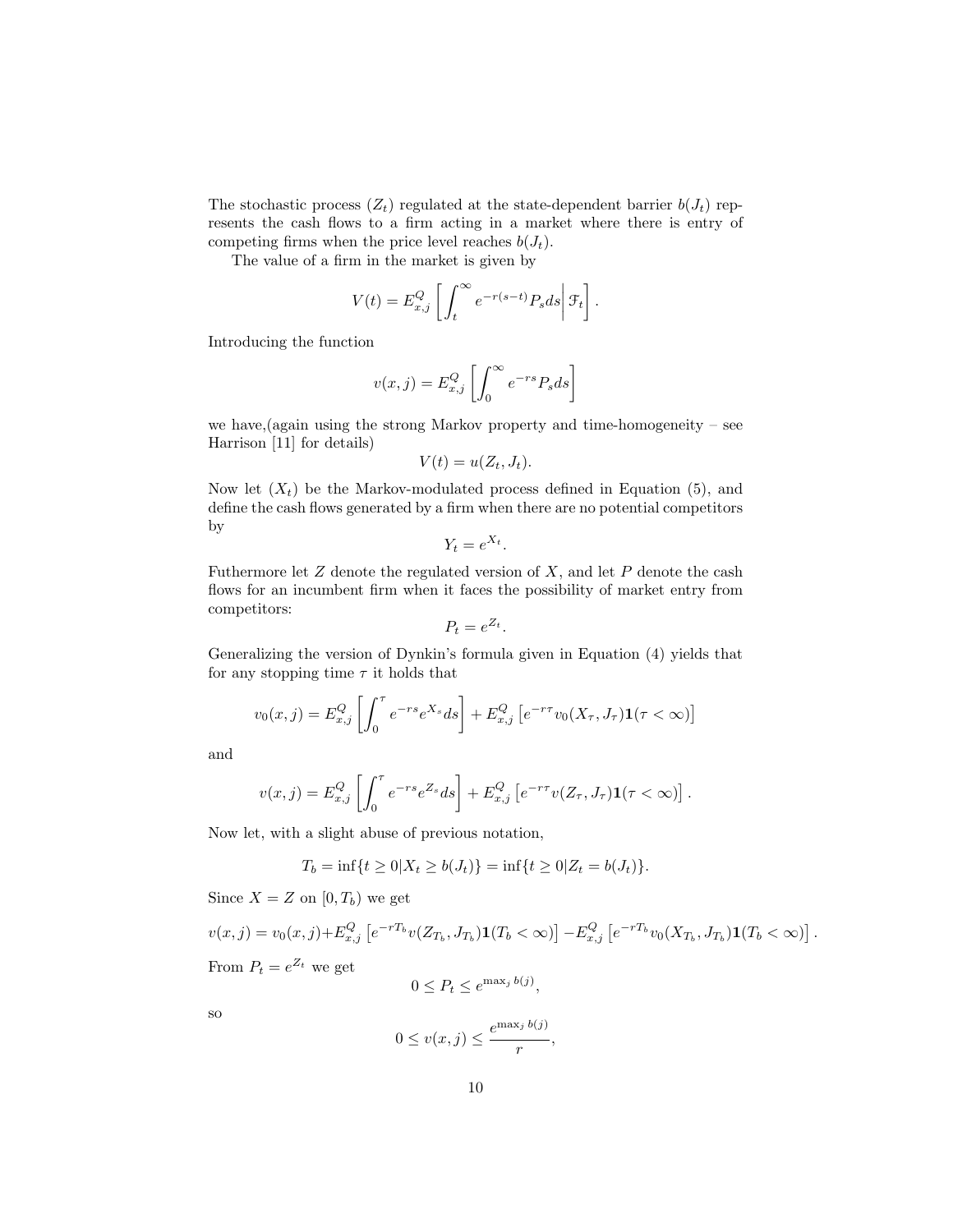The stochastic process $(Z_t)$ regulated at the state-dependent barrier $b(J_t)$ represents the cash flows to a firm acting in a market where there is entry of competing firms when the price level reaches $b(J_t)$.

The value of a firm in the market is given by

$$V(t) = E^Q_{x,j}\left[\int_t^\infty e^{-r(s-t)} P_s ds \middle| \mathcal{F}_t\right].$$

Introducing the function

$$v(x,j) = E^Q_{x,j}\left[\int_0^\infty e^{-rs} P_s ds\right]$$

we have,(again using the strong Markov property and time-homogeneity – see Harrison [11] for details)

$$V(t) = u(Z_t, J_t).$$

Now let $(X_t)$ be the Markov-modulated process defined in Equation (5), and define the cash flows generated by a firm when there are no potential competitors by

$$Y_t = e^{X_t}.$$

Futhermore let $Z$ denote the regulated version of $X$, and let $P$ denote the cash flows for an incumbent firm when it faces the possibility of market entry from competitors:

$$P_t = e^{Z_t}.$$

Generalizing the version of Dynkin's formula given in Equation (4) yields that for any stopping time $\tau$ it holds that

$$v_0(x,j) = E^Q_{x,j}\left[\int_0^\tau e^{-rs} e^{X_s} ds\right] + E^Q_{x,j}\left[e^{-r\tau} v_0(X_\tau, J_\tau)\mathbf{1}(\tau < \infty)\right]$$

and

$$v(x,j) = E^Q_{x,j}\left[\int_0^\tau e^{-rs} e^{Z_s} ds\right] + E^Q_{x,j}\left[e^{-r\tau} v(Z_\tau, J_\tau)\mathbf{1}(\tau < \infty)\right].$$

Now let, with a slight abuse of previous notation,

$$T_b = \inf\{t \geq 0 | X_t \geq b(J_t)\} = \inf\{t \geq 0 | Z_t = b(J_t)\}.$$

Since $X = Z$ on $[0, T_b)$ we get

$$v(x,j) = v_0(x,j) + E^Q_{x,j}\left[e^{-rT_b} v(Z_{T_b}, J_{T_b})\mathbf{1}(T_b < \infty)\right] - E^Q_{x,j}\left[e^{-rT_b} v_0(X_{T_b}, J_{T_b})\mathbf{1}(T_b < \infty)\right].$$

From $P_t = e^{Z_t}$ we get

$$0 \leq P_t \leq e^{\max_j b(j)},$$

so

$$0 \leq v(x,j) \leq \frac{e^{\max_j b(j)}}{r},$$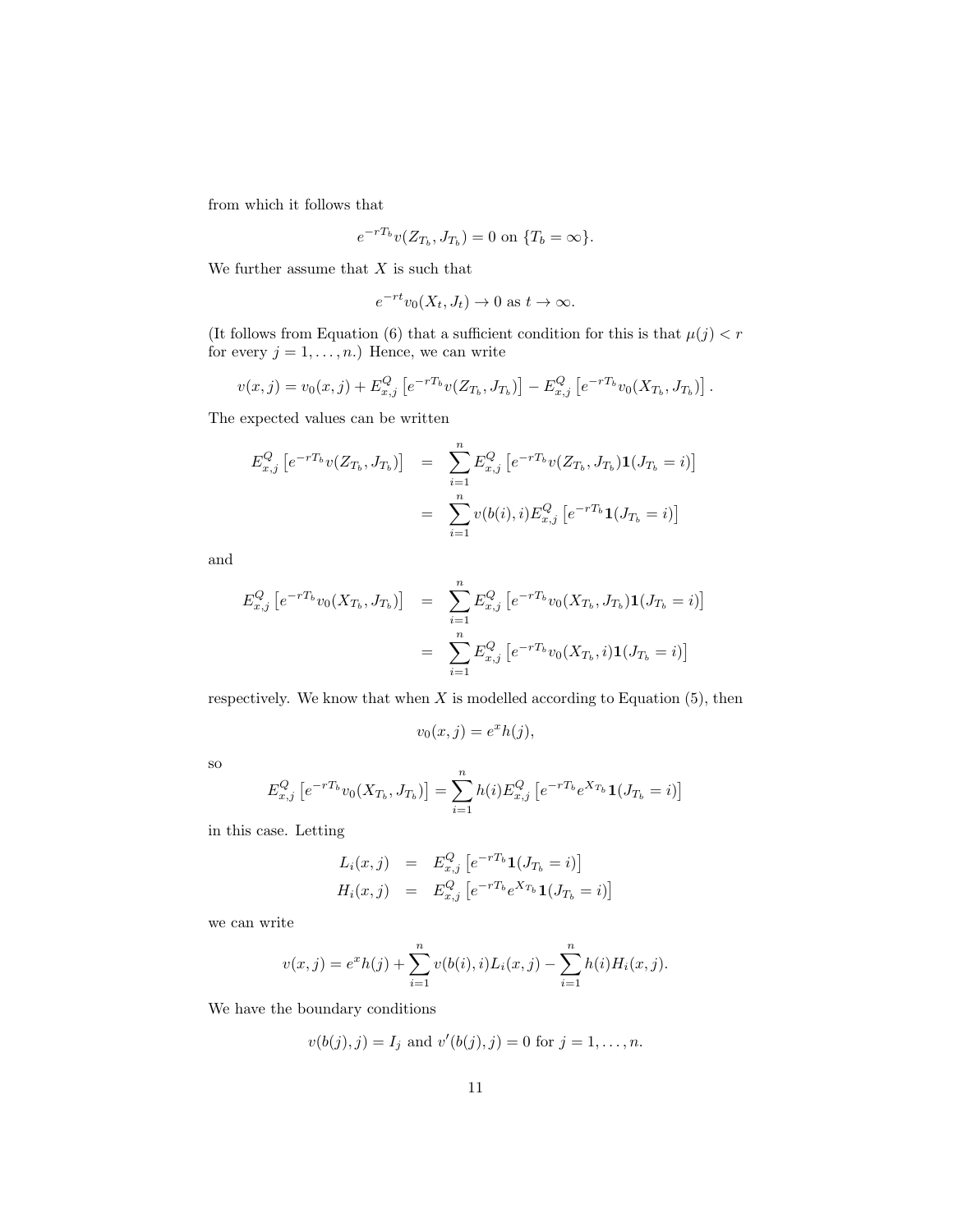from which it follows that

$$e^{-rT_b} v(Z_{T_b}, J_{T_b}) = 0 \text{ on } \{T_b = \infty\}.$$

We further assume that $X$ is such that

$$e^{-rt} v_0(X_t, J_t) \to 0 \text{ as } t \to \infty.$$

(It follows from Equation (6) that a sufficient condition for this is that $\mu(j) < r$ for every $j = 1, \ldots, n$.) Hence, we can write

$$v(x,j) = v_0(x,j) + E^Q_{x,j}\left[e^{-rT_b} v(Z_{T_b}, J_{T_b})\right] - E^Q_{x,j}\left[e^{-rT_b} v_0(X_{T_b}, J_{T_b})\right].$$

The expected values can be written

$$\begin{aligned}
E^Q_{x,j}\left[e^{-rT_b} v(Z_{T_b}, J_{T_b})\right] &= \sum_{i=1}^n E^Q_{x,j}\left[e^{-rT_b} v(Z_{T_b}, J_{T_b}) \mathbf{1}(J_{T_b} = i)\right] \\
&= \sum_{i=1}^n v(b(i), i) E^Q_{x,j}\left[e^{-rT_b} \mathbf{1}(J_{T_b} = i)\right]
\end{aligned}$$

and

$$\begin{aligned}
E^Q_{x,j}\left[e^{-rT_b} v_0(X_{T_b}, J_{T_b})\right] &= \sum_{i=1}^n E^Q_{x,j}\left[e^{-rT_b} v_0(X_{T_b}, J_{T_b}) \mathbf{1}(J_{T_b} = i)\right] \\
&= \sum_{i=1}^n E^Q_{x,j}\left[e^{-rT_b} v_0(X_{T_b}, i) \mathbf{1}(J_{T_b} = i)\right]
\end{aligned}$$

respectively. We know that when $X$ is modelled according to Equation (5), then

$$v_0(x,j) = e^x h(j),$$

so

$$E^Q_{x,j}\left[e^{-rT_b} v_0(X_{T_b}, J_{T_b})\right] = \sum_{i=1}^n h(i) E^Q_{x,j}\left[e^{-rT_b} e^{X_{T_b}} \mathbf{1}(J_{T_b} = i)\right]$$

in this case. Letting

$$\begin{aligned}
L_i(x,j) &= E^Q_{x,j}\left[e^{-rT_b} \mathbf{1}(J_{T_b} = i)\right] \\
H_i(x,j) &= E^Q_{x,j}\left[e^{-rT_b} e^{X_{T_b}} \mathbf{1}(J_{T_b} = i)\right]
\end{aligned}$$

we can write

$$v(x,j) = e^x h(j) + \sum_{i=1}^n v(b(i), i) L_i(x,j) - \sum_{i=1}^n h(i) H_i(x,j).$$

We have the boundary conditions

$$v(b(j), j) = I_j \text{ and } v'(b(j), j) = 0 \text{ for } j = 1, \ldots, n.$$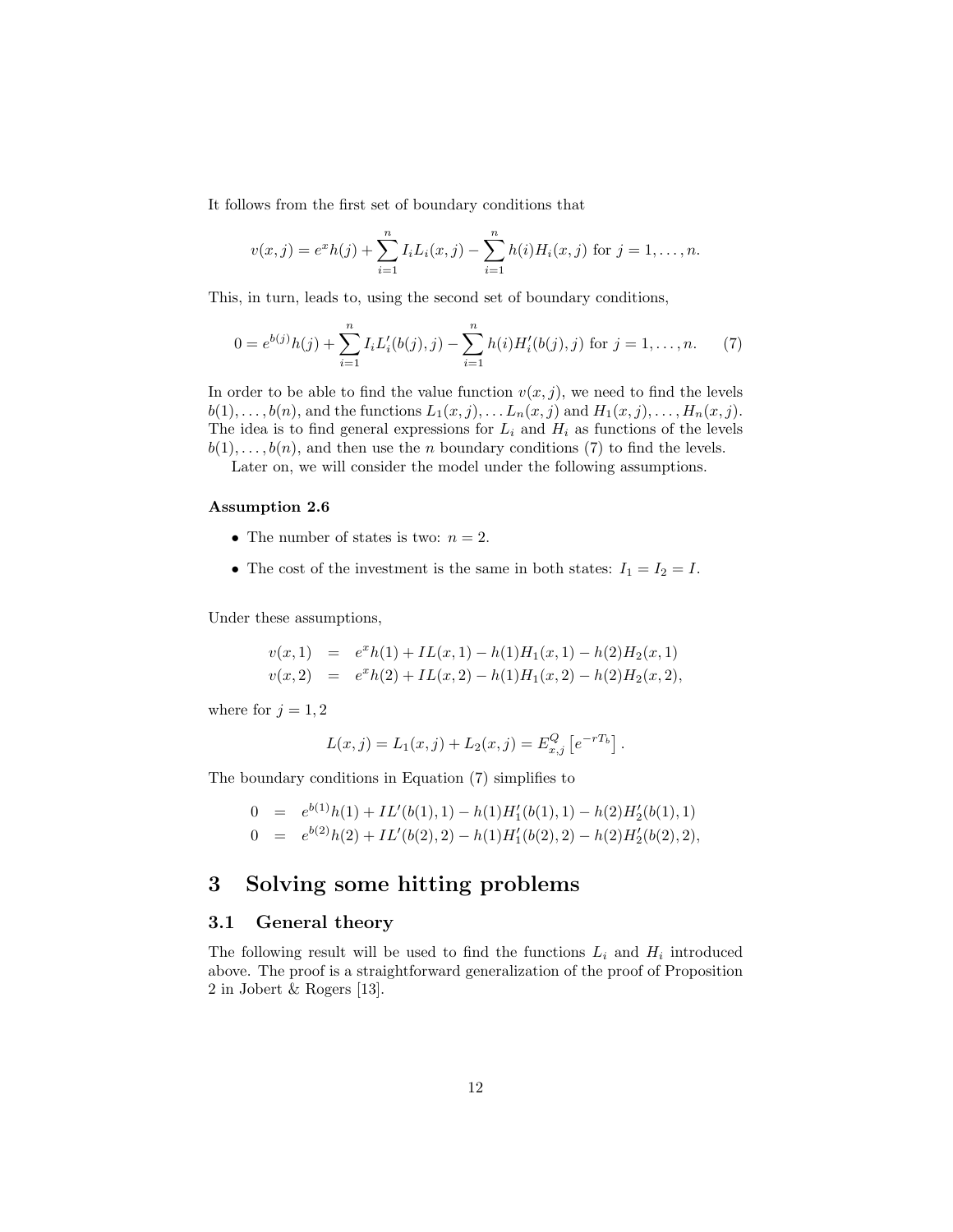It follows from the first set of boundary conditions that

$$v(x,j) = e^x h(j) + \sum_{i=1}^{n} I_i L_i(x,j) - \sum_{i=1}^{n} h(i) H_i(x,j) \text{ for } j = 1, \ldots, n.$$

This, in turn, leads to, using the second set of boundary conditions,

$$0 = e^{b(j)} h(j) + \sum_{i=1}^{n} I_i L_i'(b(j),j) - \sum_{i=1}^{n} h(i) H_i'(b(j),j) \text{ for } j = 1, \ldots, n. \qquad (7)$$

In order to be able to find the value function $v(x,j)$, we need to find the levels $b(1), \ldots, b(n)$, and the functions $L_1(x,j), \ldots L_n(x,j)$ and $H_1(x,j), \ldots, H_n(x,j)$. The idea is to find general expressions for $L_i$ and $H_i$ as functions of the levels $b(1), \ldots, b(n)$, and then use the $n$ boundary conditions (7) to find the levels.

Later on, we will consider the model under the following assumptions.

**Assumption 2.6**

- The number of states is two: $n = 2$.
- The cost of the investment is the same in both states: $I_1 = I_2 = I$.

Under these assumptions,

$$\begin{aligned} v(x,1) &= e^x h(1) + IL(x,1) - h(1)H_1(x,1) - h(2)H_2(x,1) \\ v(x,2) &= e^x h(2) + IL(x,2) - h(1)H_1(x,2) - h(2)H_2(x,2), \end{aligned}$$

where for $j = 1, 2$

$$L(x,j) = L_1(x,j) + L_2(x,j) = E_{x,j}^{Q}\left[e^{-rT_b}\right].$$

The boundary conditions in Equation (7) simplifies to

$$\begin{aligned} 0 &= e^{b(1)} h(1) + IL'(b(1),1) - h(1)H_1'(b(1),1) - h(2)H_2'(b(1),1) \\ 0 &= e^{b(2)} h(2) + IL'(b(2),2) - h(1)H_1'(b(2),2) - h(2)H_2'(b(2),2), \end{aligned}$$

# 3 Solving some hitting problems

## 3.1 General theory

The following result will be used to find the functions $L_i$ and $H_i$ introduced above. The proof is a straightforward generalization of the proof of Proposition 2 in Jobert & Rogers [13].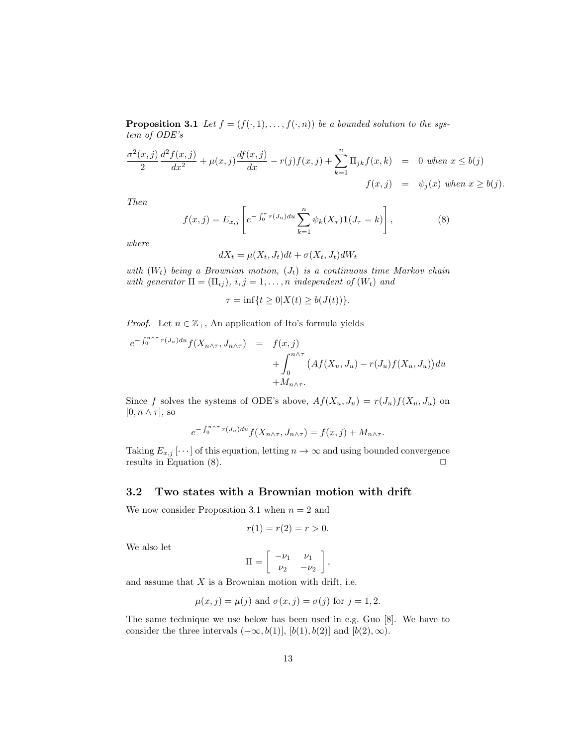**Proposition 3.1** *Let $f = (f(\cdot, 1), \ldots, f(\cdot, n))$ be a bounded solution to the system of ODE's*

$$\begin{aligned}
\frac{\sigma^2(x,j)}{2}\frac{d^2 f(x,j)}{dx^2} + \mu(x,j)\frac{df(x,j)}{dx} - r(j)f(x,j) + \sum_{k=1}^{n} \Pi_{jk} f(x,k) &= 0 \text{ when } x \le b(j) \\
f(x,j) &= \psi_j(x) \text{ when } x \ge b(j).
\end{aligned}$$

*Then*

$$f(x,j) = E_{x,j}\left[e^{-\int_0^\tau r(J_u)du} \sum_{k=1}^{n} \psi_k(X_\tau)\mathbf{1}(J_\tau = k)\right], \tag{8}$$

*where*

$$dX_t = \mu(X_t, J_t)dt + \sigma(X_t, J_t)dW_t$$

*with $(W_t)$ being a Brownian motion, $(J_t)$ is a continuous time Markov chain with generator $\Pi = (\Pi_{ij})$, $i, j = 1, \ldots, n$ independent of $(W_t)$ and*

$$\tau = \inf\{t \ge 0 | X(t) \ge b(J(t))\}.$$

*Proof.* Let $n \in \mathbb{Z}_+$, An application of Ito's formula yields

$$\begin{aligned}
e^{-\int_0^{n\wedge\tau} r(J_u)du} f(X_{n\wedge\tau}, J_{n\wedge\tau}) &= f(x,j) \\
&\quad + \int_0^{n\wedge\tau} \big(Af(X_u, J_u) - r(J_u)f(X_u, J_u)\big)du \\
&\quad + M_{n\wedge\tau}.
\end{aligned}$$

Since $f$ solves the systems of ODE's above, $Af(X_u, J_u) = r(J_u)f(X_u, J_u)$ on $[0, n\wedge\tau]$, so

$$e^{-\int_0^{n\wedge\tau} r(J_u)du} f(X_{n\wedge\tau}, J_{n\wedge\tau}) = f(x,j) + M_{n\wedge\tau}.$$

Taking $E_{x,j}[\cdots]$ of this equation, letting $n \to \infty$ and using bounded convergence results in Equation (8). $\square$

## 3.2 Two states with a Brownian motion with drift

We now consider Proposition 3.1 when $n = 2$ and

$$r(1) = r(2) = r > 0.$$

We also let

$$\Pi = \begin{bmatrix} -\nu_1 & \nu_1 \\ \nu_2 & -\nu_2 \end{bmatrix},$$

and assume that $X$ is a Brownian motion with drift, i.e.

$$\mu(x,j) = \mu(j) \text{ and } \sigma(x,j) = \sigma(j) \text{ for } j = 1, 2.$$

The same technique we use below has been used in e.g. Guo [8]. We have to consider the three intervals $(-\infty, b(1)]$, $[b(1), b(2)]$ and $[b(2), \infty)$.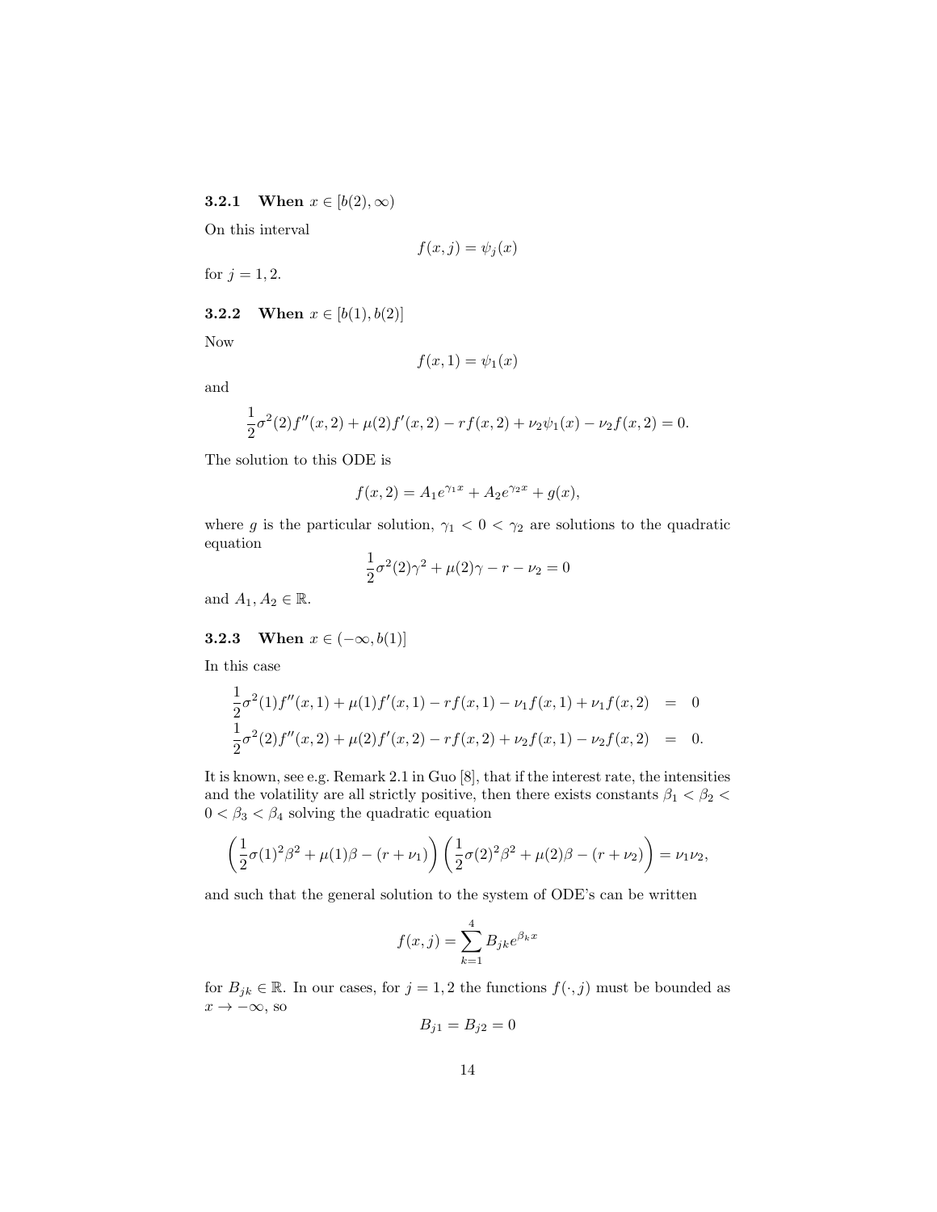### 3.2.1 When $x \in [b(2), \infty)$

On this interval

$$f(x,j) = \psi_j(x)$$

for $j = 1, 2$.

### 3.2.2 When $x \in [b(1), b(2)]$

Now

$$f(x,1) = \psi_1(x)$$

and

$$\frac{1}{2}\sigma^2(2)f''(x,2) + \mu(2)f'(x,2) - rf(x,2) + \nu_2\psi_1(x) - \nu_2 f(x,2) = 0.$$

The solution to this ODE is

$$f(x,2) = A_1 e^{\gamma_1 x} + A_2 e^{\gamma_2 x} + g(x),$$

where $g$ is the particular solution, $\gamma_1 < 0 < \gamma_2$ are solutions to the quadratic equation

$$\frac{1}{2}\sigma^2(2)\gamma^2 + \mu(2)\gamma - r - \nu_2 = 0$$

and $A_1, A_2 \in \mathbb{R}$.

### 3.2.3 When $x \in (-\infty, b(1)]$

In this case

$$\begin{aligned}
\frac{1}{2}\sigma^2(1)f''(x,1) + \mu(1)f'(x,1) - rf(x,1) - \nu_1 f(x,1) + \nu_1 f(x,2) &= 0 \\
\frac{1}{2}\sigma^2(2)f''(x,2) + \mu(2)f'(x,2) - rf(x,2) + \nu_2 f(x,1) - \nu_2 f(x,2) &= 0.
\end{aligned}$$

It is known, see e.g. Remark 2.1 in Guo [8], that if the interest rate, the intensities and the volatility are all strictly positive, then there exists constants $\beta_1 < \beta_2 < 0 < \beta_3 < \beta_4$ solving the quadratic equation

$$\left(\frac{1}{2}\sigma(1)^2\beta^2 + \mu(1)\beta - (r + \nu_1)\right)\left(\frac{1}{2}\sigma(2)^2\beta^2 + \mu(2)\beta - (r + \nu_2)\right) = \nu_1\nu_2,$$

and such that the general solution to the system of ODE's can be written

$$f(x,j) = \sum_{k=1}^{4} B_{jk} e^{\beta_k x}$$

for $B_{jk} \in \mathbb{R}$. In our cases, for $j = 1, 2$ the functions $f(\cdot, j)$ must be bounded as $x \to -\infty$, so

$$B_{j1} = B_{j2} = 0$$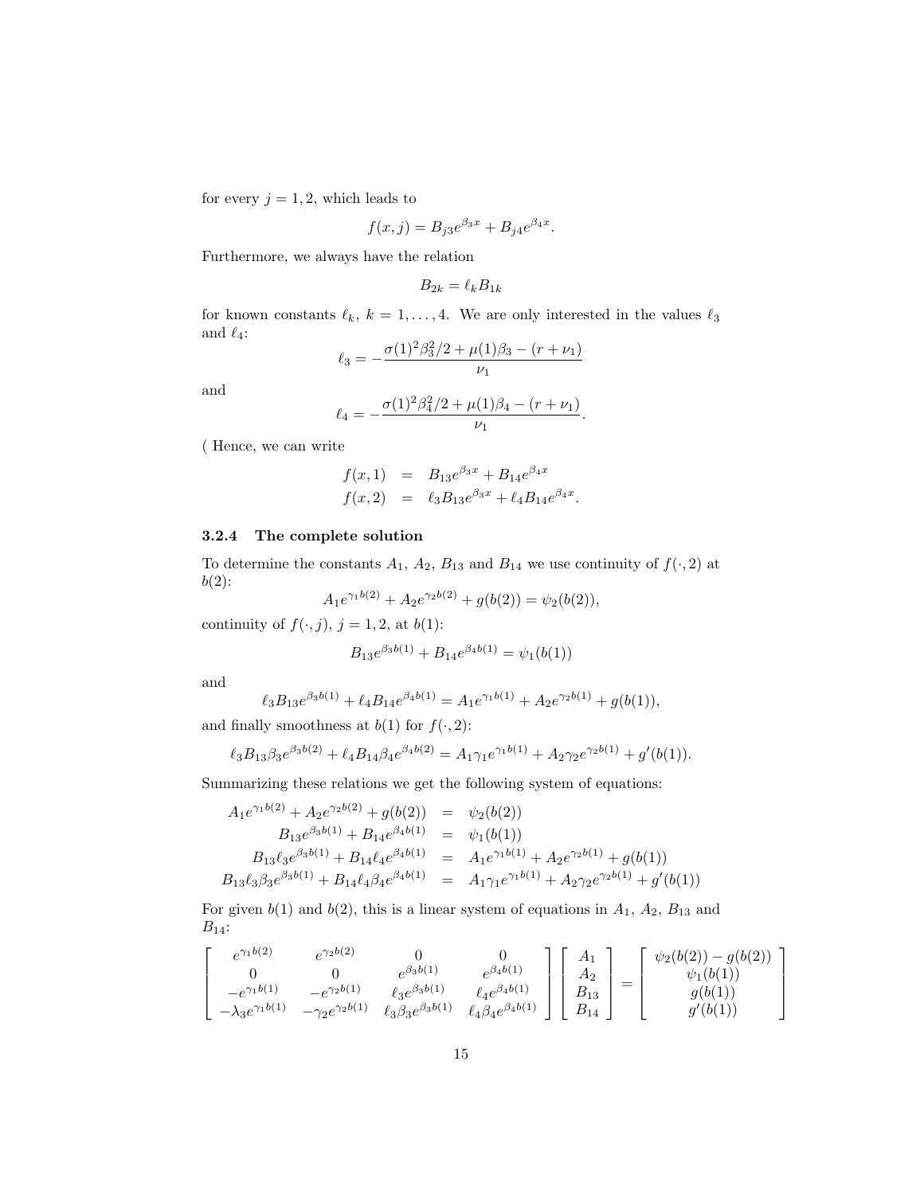for every $j = 1, 2$, which leads to

$$f(x, j) = B_{j3}e^{\beta_3 x} + B_{j4}e^{\beta_4 x}.$$

Furthermore, we always have the relation

$$B_{2k} = \ell_k B_{1k}$$

for known constants $\ell_k$, $k = 1, \ldots, 4$. We are only interested in the values $\ell_3$ and $\ell_4$:

$$\ell_3 = -\frac{\sigma(1)^2\beta_3^2/2 + \mu(1)\beta_3 - (r + \nu_1)}{\nu_1}$$

and

$$\ell_4 = -\frac{\sigma(1)^2\beta_4^2/2 + \mu(1)\beta_4 - (r + \nu_1)}{\nu_1}.$$

( Hence, we can write

$$\begin{aligned}
f(x, 1) &= B_{13}e^{\beta_3 x} + B_{14}e^{\beta_4 x} \\
f(x, 2) &= \ell_3 B_{13}e^{\beta_3 x} + \ell_4 B_{14}e^{\beta_4 x}.
\end{aligned}$$

### 3.2.4 The complete solution

To determine the constants $A_1$, $A_2$, $B_{13}$ and $B_{14}$ we use continuity of $f(\cdot, 2)$ at $b(2)$:

$$A_1 e^{\gamma_1 b(2)} + A_2 e^{\gamma_2 b(2)} + g(b(2)) = \psi_2(b(2)),$$

continuity of $f(\cdot, j)$, $j = 1, 2$, at $b(1)$:

$$B_{13}e^{\beta_3 b(1)} + B_{14}e^{\beta_4 b(1)} = \psi_1(b(1))$$

and

$$\ell_3 B_{13}e^{\beta_3 b(1)} + \ell_4 B_{14}e^{\beta_4 b(1)} = A_1 e^{\gamma_1 b(1)} + A_2 e^{\gamma_2 b(1)} + g(b(1)),$$

and finally smoothness at $b(1)$ for $f(\cdot, 2)$:

$$\ell_3 B_{13}\beta_3 e^{\beta_3 b(2)} + \ell_4 B_{14}\beta_4 e^{\beta_4 b(2)} = A_1\gamma_1 e^{\gamma_1 b(1)} + A_2\gamma_2 e^{\gamma_2 b(1)} + g'(b(1)).$$

Summarizing these relations we get the following system of equations:

$$\begin{aligned}
A_1 e^{\gamma_1 b(2)} + A_2 e^{\gamma_2 b(2)} + g(b(2)) &= \psi_2(b(2)) \\
B_{13}e^{\beta_3 b(1)} + B_{14}e^{\beta_4 b(1)} &= \psi_1(b(1)) \\
B_{13}\ell_3 e^{\beta_3 b(1)} + B_{14}\ell_4 e^{\beta_4 b(1)} &= A_1 e^{\gamma_1 b(1)} + A_2 e^{\gamma_2 b(1)} + g(b(1)) \\
B_{13}\ell_3\beta_3 e^{\beta_3 b(1)} + B_{14}\ell_4\beta_4 e^{\beta_4 b(1)} &= A_1\gamma_1 e^{\gamma_1 b(1)} + A_2\gamma_2 e^{\gamma_2 b(1)} + g'(b(1))
\end{aligned}$$

For given $b(1)$ and $b(2)$, this is a linear system of equations in $A_1$, $A_2$, $B_{13}$ and $B_{14}$:

$$\begin{bmatrix}
e^{\gamma_1 b(2)} & e^{\gamma_2 b(2)} & 0 & 0 \\
0 & 0 & e^{\beta_3 b(1)} & e^{\beta_4 b(1)} \\
-e^{\gamma_1 b(1)} & -e^{\gamma_2 b(1)} & \ell_3 e^{\beta_3 b(1)} & \ell_4 e^{\beta_4 b(1)} \\
-\lambda_3 e^{\gamma_1 b(1)} & -\gamma_2 e^{\gamma_2 b(1)} & \ell_3\beta_3 e^{\beta_3 b(1)} & \ell_4\beta_4 e^{\beta_4 b(1)}
\end{bmatrix}
\begin{bmatrix}
A_1 \\ A_2 \\ B_{13} \\ B_{14}
\end{bmatrix}
=
\begin{bmatrix}
\psi_2(b(2)) - g(b(2)) \\ \psi_1(b(1)) \\ g(b(1)) \\ g'(b(1))
\end{bmatrix}$$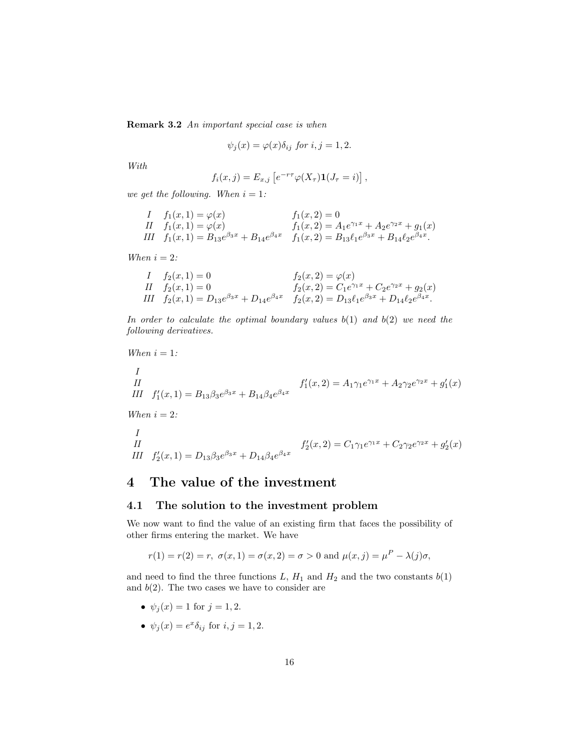**Remark 3.2** *An important special case is when*

$$\psi_j(x) = \varphi(x)\delta_{ij} \text{ for } i, j = 1, 2.$$

*With*

$$f_i(x, j) = E_{x,j}\left[e^{-r\tau}\varphi(X_\tau)\mathbf{1}(J_\tau = i)\right],$$

*we get the following. When* $i = 1$*:*

| | | |
|---|---|---|
| *I* | $f_1(x,1) = \varphi(x)$ | $f_1(x,2) = 0$ |
| *II* | $f_1(x,1) = \varphi(x)$ | $f_1(x,2) = A_1 e^{\gamma_1 x} + A_2 e^{\gamma_2 x} + g_1(x)$ |
| *III* | $f_1(x,1) = B_{13}e^{\beta_3 x} + B_{14}e^{\beta_4 x}$ | $f_1(x,2) = B_{13}\ell_1 e^{\beta_3 x} + B_{14}\ell_2 e^{\beta_4 x}$. |

*When* $i = 2$*:*

| | | |
|---|---|---|
| *I* | $f_2(x,1) = 0$ | $f_2(x,2) = \varphi(x)$ |
| *II* | $f_2(x,1) = 0$ | $f_2(x,2) = C_1 e^{\gamma_1 x} + C_2 e^{\gamma_2 x} + g_2(x)$ |
| *III* | $f_2(x,1) = D_{13}e^{\beta_3 x} + D_{14}e^{\beta_4 x}$ | $f_2(x,2) = D_{13}\ell_1 e^{\beta_3 x} + D_{14}\ell_2 e^{\beta_4 x}$. |

*In order to calculate the optimal boundary values* $b(1)$ *and* $b(2)$ *we need the following derivatives.*

*When* $i = 1$*:*

| | | |
|---|---|---|
| *I* | | |
| *II* | | $f_1'(x,2) = A_1\gamma_1 e^{\gamma_1 x} + A_2\gamma_2 e^{\gamma_2 x} + g_1'(x)$ |
| *III* | $f_1'(x,1) = B_{13}\beta_3 e^{\beta_3 x} + B_{14}\beta_4 e^{\beta_4 x}$ | |

*When* $i = 2$*:*

| | | |
|---|---|---|
| *I* | | |
| *II* | | $f_2'(x,2) = C_1\gamma_1 e^{\gamma_1 x} + C_2\gamma_2 e^{\gamma_2 x} + g_2'(x)$ |
| *III* | $f_2'(x,1) = D_{13}\beta_3 e^{\beta_3 x} + D_{14}\beta_4 e^{\beta_4 x}$ | |

# 4 The value of the investment

## 4.1 The solution to the investment problem

We now want to find the value of an existing firm that faces the possibility of other firms entering the market. We have

$$r(1) = r(2) = r,\ \sigma(x,1) = \sigma(x,2) = \sigma > 0 \text{ and } \mu(x,j) = \mu^P - \lambda(j)\sigma,$$

and need to find the three functions $L$, $H_1$ and $H_2$ and the two constants $b(1)$ and $b(2)$. The two cases we have to consider are

- $\psi_j(x) = 1$ for $j = 1, 2$.
- $\psi_j(x) = e^x\delta_{ij}$ for $i, j = 1, 2$.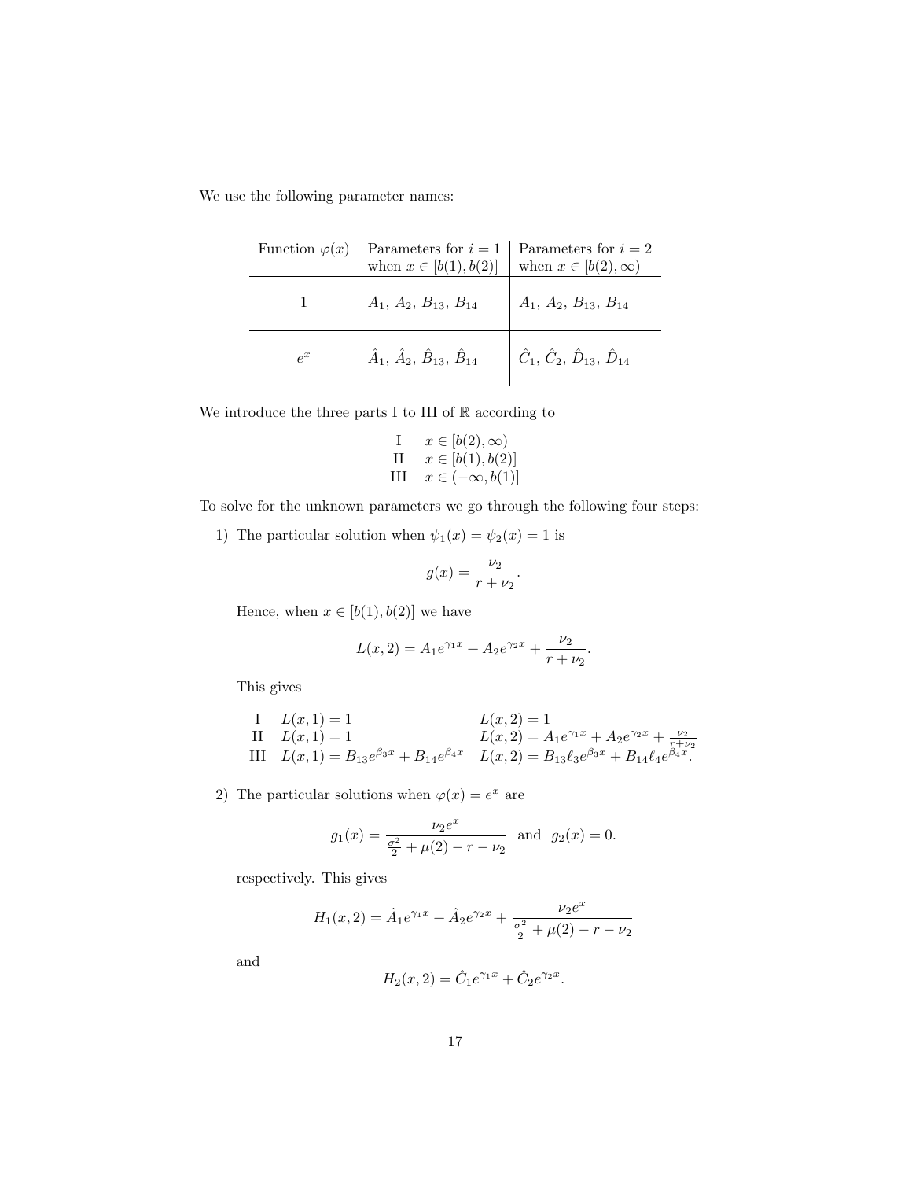We use the following parameter names:

| Function $\varphi(x)$ | Parameters for $i=1$ when $x \in [b(1), b(2)]$ | Parameters for $i=2$ when $x \in [b(2), \infty)$ |
|---|---|---|
| 1 | $A_1$, $A_2$, $B_{13}$, $B_{14}$ | $A_1$, $A_2$, $B_{13}$, $B_{14}$ |
| $e^x$ | $\hat{A}_1$, $\hat{A}_2$, $\hat{B}_{13}$, $\hat{B}_{14}$ | $\hat{C}_1$, $\hat{C}_2$, $\hat{D}_{13}$, $\hat{D}_{14}$ |

We introduce the three parts I to III of $\mathbb{R}$ according to

$$
\begin{array}{cl}
\text{I} & x \in [b(2), \infty) \\
\text{II} & x \in [b(1), b(2)] \\
\text{III} & x \in (-\infty, b(1)]
\end{array}
$$

To solve for the unknown parameters we go through the following four steps:

1) The particular solution when $\psi_1(x) = \psi_2(x) = 1$ is

$$g(x) = \frac{\nu_2}{r + \nu_2}.$$

Hence, when $x \in [b(1), b(2)]$ we have

$$L(x, 2) = A_1 e^{\gamma_1 x} + A_2 e^{\gamma_2 x} + \frac{\nu_2}{r + \nu_2}.$$

This gives

$$
\begin{array}{lll}
\text{I} & L(x,1) = 1 & L(x,2) = 1 \\
\text{II} & L(x,1) = 1 & L(x,2) = A_1 e^{\gamma_1 x} + A_2 e^{\gamma_2 x} + \frac{\nu_2}{r+\nu_2} \\
\text{III} & L(x,1) = B_{13} e^{\beta_3 x} + B_{14} e^{\beta_4 x} & L(x,2) = B_{13} \ell_3 e^{\beta_3 x} + B_{14} \ell_4 e^{\beta_4 x}.
\end{array}
$$

2) The particular solutions when $\varphi(x) = e^x$ are

$$g_1(x) = \frac{\nu_2 e^x}{\frac{\sigma^2}{2} + \mu(2) - r - \nu_2} \quad \text{and} \quad g_2(x) = 0.$$

respectively. This gives

$$H_1(x, 2) = \hat{A}_1 e^{\gamma_1 x} + \hat{A}_2 e^{\gamma_2 x} + \frac{\nu_2 e^x}{\frac{\sigma^2}{2} + \mu(2) - r - \nu_2}$$

and

$$H_2(x, 2) = \hat{C}_1 e^{\gamma_1 x} + \hat{C}_2 e^{\gamma_2 x}.$$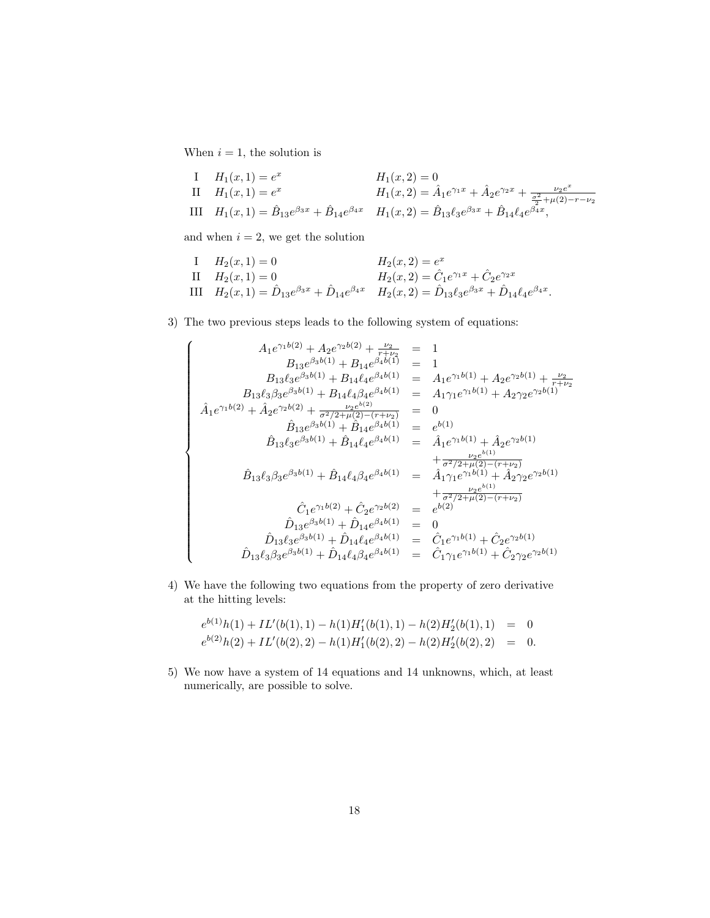When $i = 1$, the solution is

$$
\begin{array}{lll}
\text{I} & H_1(x,1) = e^x & H_1(x,2) = 0 \\
\text{II} & H_1(x,1) = e^x & H_1(x,2) = \hat{A}_1 e^{\gamma_1 x} + \hat{A}_2 e^{\gamma_2 x} + \frac{\nu_2 e^x}{\frac{\sigma^2}{2} + \mu(2) - r - \nu_2} \\
\text{III} & H_1(x,1) = \hat{B}_{13} e^{\beta_3 x} + \hat{B}_{14} e^{\beta_4 x} & H_1(x,2) = \hat{B}_{13} \ell_3 e^{\beta_3 x} + \hat{B}_{14} \ell_4 e^{\beta_4 x},
\end{array}
$$

and when $i = 2$, we get the solution

$$
\begin{array}{lll}
\text{I} & H_2(x,1) = 0 & H_2(x,2) = e^x \\
\text{II} & H_2(x,1) = 0 & H_2(x,2) = \hat{C}_1 e^{\gamma_1 x} + \hat{C}_2 e^{\gamma_2 x} \\
\text{III} & H_2(x,1) = \hat{D}_{13} e^{\beta_3 x} + \hat{D}_{14} e^{\beta_4 x} & H_2(x,2) = \hat{D}_{13} \ell_3 e^{\beta_3 x} + \hat{D}_{14} \ell_4 e^{\beta_4 x}.
\end{array}
$$

3) The two previous steps leads to the following system of equations:

$$
\left\{
\begin{array}{rcl}
A_1 e^{\gamma_1 b(2)} + A_2 e^{\gamma_2 b(2)} + \frac{\nu_2}{r+\nu_2} & = & 1 \\
B_{13} e^{\beta_3 b(1)} + B_{14} e^{\beta_4 b(1)} & = & 1 \\
B_{13} \ell_3 e^{\beta_3 b(1)} + B_{14} \ell_4 e^{\beta_4 b(1)} & = & A_1 e^{\gamma_1 b(1)} + A_2 e^{\gamma_2 b(1)} + \frac{\nu_2}{r+\nu_2} \\
B_{13} \ell_3 \beta_3 e^{\beta_3 b(1)} + B_{14} \ell_4 \beta_4 e^{\beta_4 b(1)} & = & A_1 \gamma_1 e^{\gamma_1 b(1)} + A_2 \gamma_2 e^{\gamma_2 b(1)} \\
\hat{A}_1 e^{\gamma_1 b(2)} + \hat{A}_2 e^{\gamma_2 b(2)} + \frac{\nu_2 e^{b(2)}}{\sigma^2/2 + \mu(2) - (r+\nu_2)} & = & 0 \\
\hat{B}_{13} e^{\beta_3 b(1)} + \hat{B}_{14} e^{\beta_4 b(1)} & = & e^{b(1)} \\
\hat{B}_{13} \ell_3 e^{\beta_3 b(1)} + \hat{B}_{14} \ell_4 e^{\beta_4 b(1)} & = & \hat{A}_1 e^{\gamma_1 b(1)} + \hat{A}_2 e^{\gamma_2 b(1)} \\
 & & + \frac{\nu_2 e^{b(1)}}{\sigma^2/2 + \mu(2) - (r+\nu_2)} \\
\hat{B}_{13} \ell_3 \beta_3 e^{\beta_3 b(1)} + \hat{B}_{14} \ell_4 \beta_4 e^{\beta_4 b(1)} & = & \hat{A}_1 \gamma_1 e^{\gamma_1 b(1)} + \hat{A}_2 \gamma_2 e^{\gamma_2 b(1)} \\
 & & + \frac{\nu_2 e^{b(1)}}{\sigma^2/2 + \mu(2) - (r+\nu_2)} \\
\hat{C}_1 e^{\gamma_1 b(2)} + \hat{C}_2 e^{\gamma_2 b(2)} & = & e^{b(2)} \\
\hat{D}_{13} e^{\beta_3 b(1)} + \hat{D}_{14} e^{\beta_4 b(1)} & = & 0 \\
\hat{D}_{13} \ell_3 e^{\beta_3 b(1)} + \hat{D}_{14} \ell_4 e^{\beta_4 b(1)} & = & \hat{C}_1 e^{\gamma_1 b(1)} + \hat{C}_2 e^{\gamma_2 b(1)} \\
\hat{D}_{13} \ell_3 \beta_3 e^{\beta_3 b(1)} + \hat{D}_{14} \ell_4 \beta_4 e^{\beta_4 b(1)} & = & \hat{C}_1 \gamma_1 e^{\gamma_1 b(1)} + \hat{C}_2 \gamma_2 e^{\gamma_2 b(1)}
\end{array}
\right.
$$

4) We have the following two equations from the property of zero derivative at the hitting levels:

$$
\begin{array}{rcl}
e^{b(1)} h(1) + IL'(b(1),1) - h(1) H_1'(b(1),1) - h(2) H_2'(b(1),1) & = & 0 \\
e^{b(2)} h(2) + IL'(b(2),2) - h(1) H_1'(b(2),2) - h(2) H_2'(b(2),2) & = & 0.
\end{array}
$$

5) We now have a system of 14 equations and 14 unknowns, which, at least numerically, are possible to solve.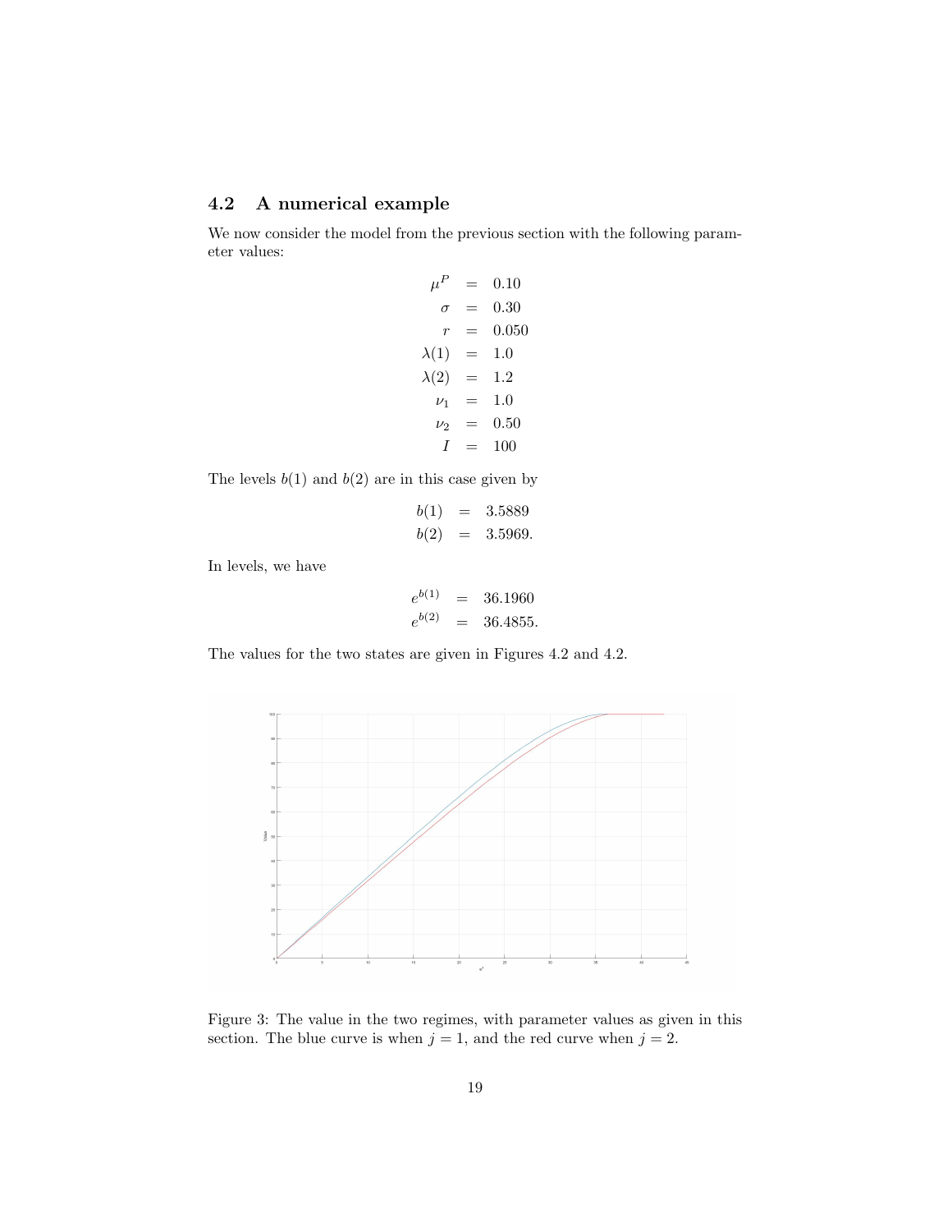## 4.2 A numerical example

We now consider the model from the previous section with the following parameter values:

$$
\begin{aligned}
\mu^P &= 0.10 \\
\sigma &= 0.30 \\
r &= 0.050 \\
\lambda(1) &= 1.0 \\
\lambda(2) &= 1.2 \\
\nu_1 &= 1.0 \\
\nu_2 &= 0.50 \\
I &= 100
\end{aligned}
$$

The levels $b(1)$ and $b(2)$ are in this case given by

$$
\begin{aligned}
b(1) &= 3.5889 \\
b(2) &= 3.5969.
\end{aligned}
$$

In levels, we have

$$
\begin{aligned}
e^{b(1)} &= 36.1960 \\
e^{b(2)} &= 36.4855.
\end{aligned}
$$

The values for the two states are given in Figures 4.2 and 4.2.

Figure 3: The value in the two regimes, with parameter values as given in this section. The blue curve is when $j = 1$, and the red curve when $j = 2$.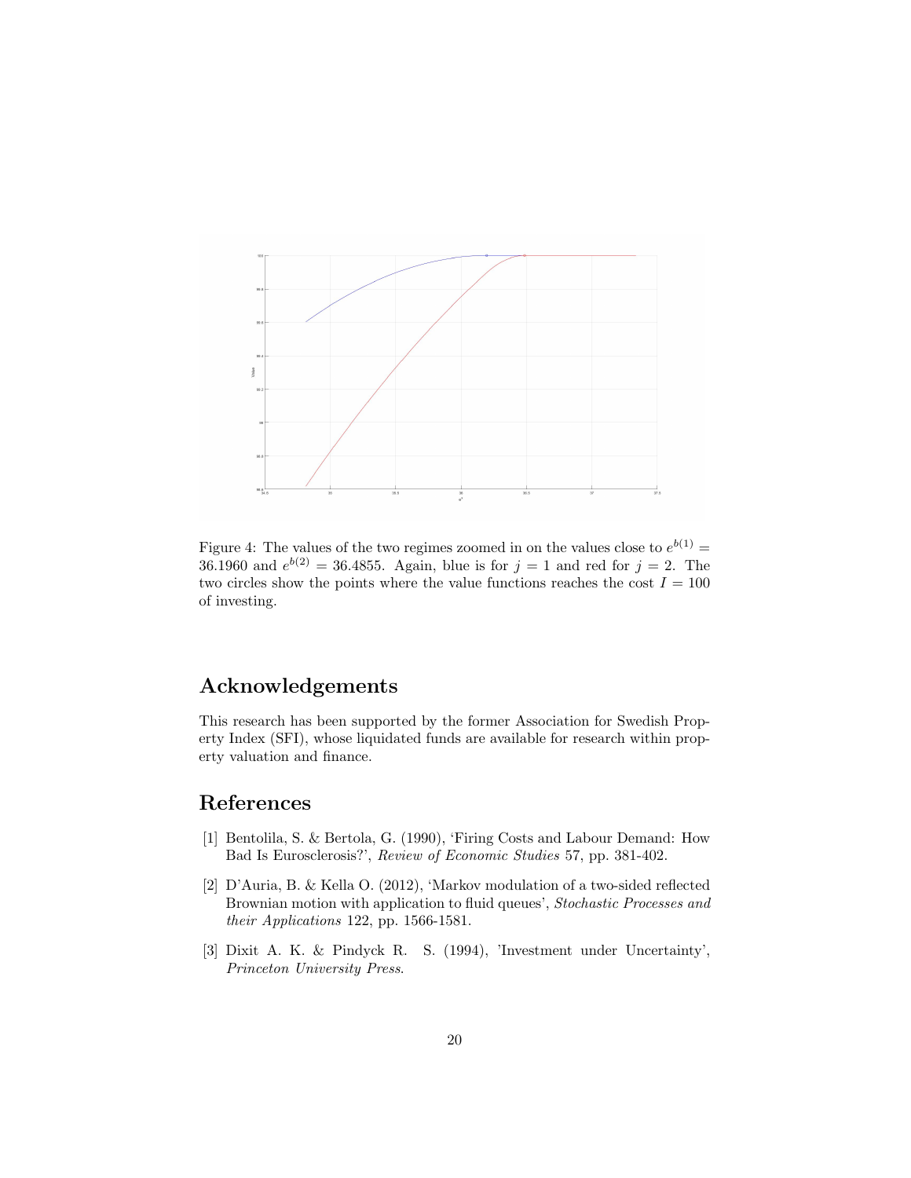Figure 4: The values of the two regimes zoomed in on the values close to $e^{b(1)} = 36.1960$ and $e^{b(2)} = 36.4855$. Again, blue is for $j = 1$ and red for $j = 2$. The two circles show the points where the value functions reaches the cost $I = 100$ of investing.

## Acknowledgements

This research has been supported by the former Association for Swedish Property Index (SFI), whose liquidated funds are available for research within property valuation and finance.

## References

[1] Bentolila, S. & Bertola, G. (1990), 'Firing Costs and Labour Demand: How Bad Is Eurosclerosis?', *Review of Economic Studies* 57, pp. 381-402.

[2] D'Auria, B. & Kella O. (2012), 'Markov modulation of a two-sided reflected Brownian motion with application to fluid queues', *Stochastic Processes and their Applications* 122, pp. 1566-1581.

[3] Dixit A. K. & Pindyck R. S. (1994), 'Investment under Uncertainty', *Princeton University Press*.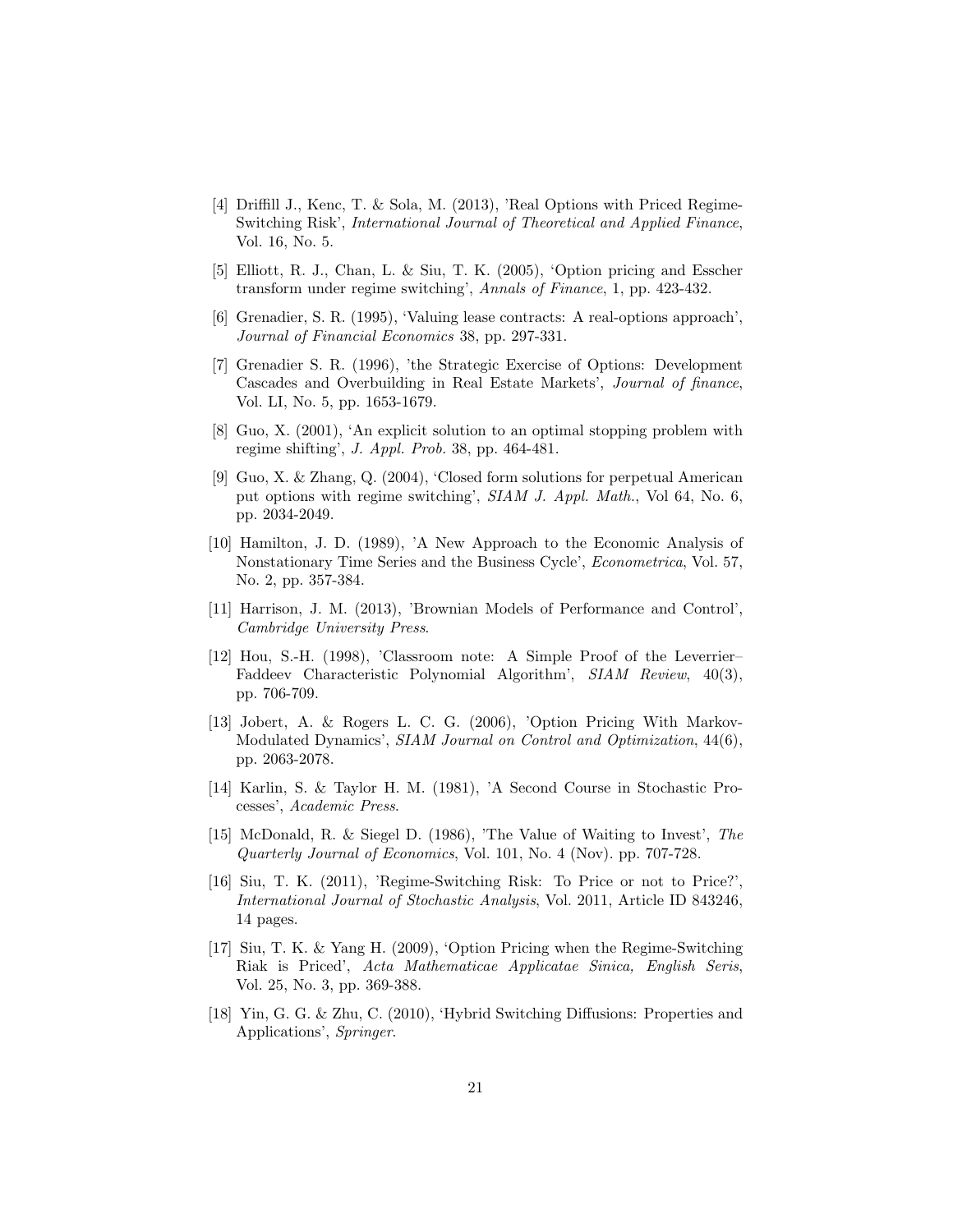[4] Driffill J., Kenc, T. & Sola, M. (2013), 'Real Options with Priced Regime-Switching Risk', *International Journal of Theoretical and Applied Finance*, Vol. 16, No. 5.

[5] Elliott, R. J., Chan, L. & Siu, T. K. (2005), 'Option pricing and Esscher transform under regime switching', *Annals of Finance*, 1, pp. 423-432.

[6] Grenadier, S. R. (1995), 'Valuing lease contracts: A real-options approach', *Journal of Financial Economics* 38, pp. 297-331.

[7] Grenadier S. R. (1996), 'the Strategic Exercise of Options: Development Cascades and Overbuilding in Real Estate Markets', *Journal of finance*, Vol. LI, No. 5, pp. 1653-1679.

[8] Guo, X. (2001), 'An explicit solution to an optimal stopping problem with regime shifting', *J. Appl. Prob.* 38, pp. 464-481.

[9] Guo, X. & Zhang, Q. (2004), 'Closed form solutions for perpetual American put options with regime switching', *SIAM J. Appl. Math.*, Vol 64, No. 6, pp. 2034-2049.

[10] Hamilton, J. D. (1989), 'A New Approach to the Economic Analysis of Nonstationary Time Series and the Business Cycle', *Econometrica*, Vol. 57, No. 2, pp. 357-384.

[11] Harrison, J. M. (2013), 'Brownian Models of Performance and Control', *Cambridge University Press*.

[12] Hou, S.-H. (1998), 'Classroom note: A Simple Proof of the Leverrier–Faddeev Characteristic Polynomial Algorithm', *SIAM Review*, 40(3), pp. 706-709.

[13] Jobert, A. & Rogers L. C. G. (2006), 'Option Pricing With Markov-Modulated Dynamics', *SIAM Journal on Control and Optimization*, 44(6), pp. 2063-2078.

[14] Karlin, S. & Taylor H. M. (1981), 'A Second Course in Stochastic Processes', *Academic Press*.

[15] McDonald, R. & Siegel D. (1986), 'The Value of Waiting to Invest', *The Quarterly Journal of Economics*, Vol. 101, No. 4 (Nov). pp. 707-728.

[16] Siu, T. K. (2011), 'Regime-Switching Risk: To Price or not to Price?', *International Journal of Stochastic Analysis*, Vol. 2011, Article ID 843246, 14 pages.

[17] Siu, T. K. & Yang H. (2009), 'Option Pricing when the Regime-Switching Riak is Priced', *Acta Mathematicae Applicatae Sinica, English Seris*, Vol. 25, No. 3, pp. 369-388.

[18] Yin, G. G. & Zhu, C. (2010), 'Hybrid Switching Diffusions: Properties and Applications', *Springer*.